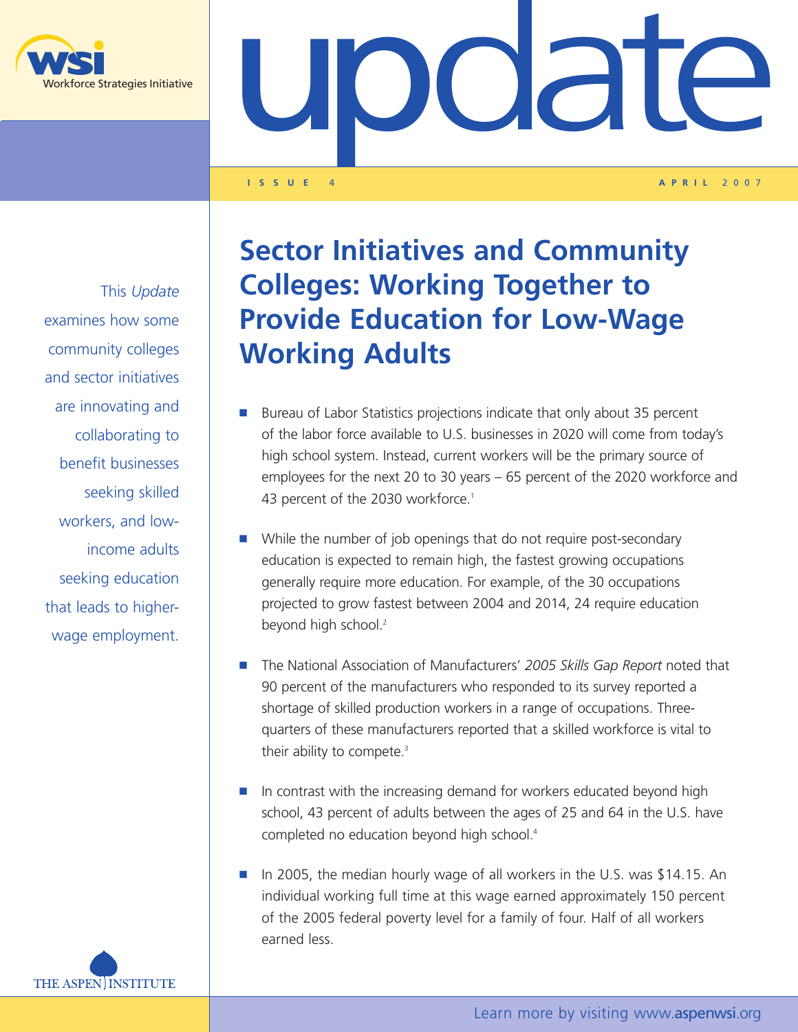# update

ISSUE 4 — APRIL 2007

*This Update examines how some community colleges and sector initiatives are innovating and collaborating to benefit businesses seeking skilled workers, and low-income adults seeking education that leads to higher-wage employment.*

## Sector Initiatives and Community Colleges: Working Together to Provide Education for Low-Wage Working Adults

- Bureau of Labor Statistics projections indicate that only about 35 percent of the labor force available to U.S. businesses in 2020 will come from today's high school system. Instead, current workers will be the primary source of employees for the next 20 to 30 years – 65 percent of the 2020 workforce and 43 percent of the 2030 workforce.[1]

- While the number of job openings that do not require post-secondary education is expected to remain high, the fastest growing occupations generally require more education. For example, of the 30 occupations projected to grow fastest between 2004 and 2014, 24 require education beyond high school.[2]

- The National Association of Manufacturers' *2005 Skills Gap Report* noted that 90 percent of the manufacturers who responded to its survey reported a shortage of skilled production workers in a range of occupations. Three-quarters of these manufacturers reported that a skilled workforce is vital to their ability to compete.[3]

- In contrast with the increasing demand for workers educated beyond high school, 43 percent of adults between the ages of 25 and 64 in the U.S. have completed no education beyond high school.[4]

- In 2005, the median hourly wage of all workers in the U.S. was $14.15. An individual working full time at this wage earned approximately 150 percent of the 2005 federal poverty level for a family of four. Half of all workers earned less.

Learn more by visiting www.aspenwsi.org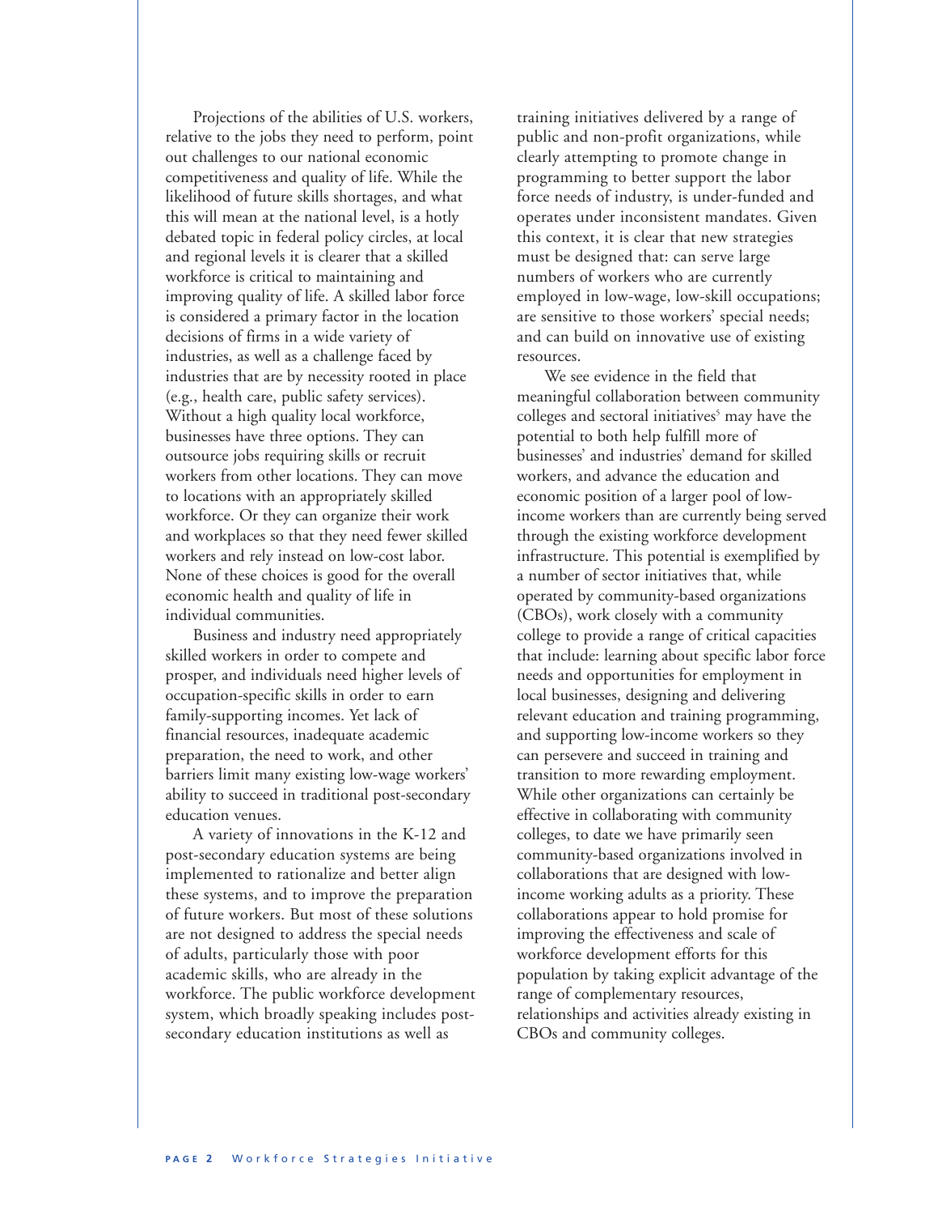Projections of the abilities of U.S. workers, relative to the jobs they need to perform, point out challenges to our national economic competitiveness and quality of life. While the likelihood of future skills shortages, and what this will mean at the national level, is a hotly debated topic in federal policy circles, at local and regional levels it is clearer that a skilled workforce is critical to maintaining and improving quality of life. A skilled labor force is considered a primary factor in the location decisions of firms in a wide variety of industries, as well as a challenge faced by industries that are by necessity rooted in place (e.g., health care, public safety services). Without a high quality local workforce, businesses have three options. They can outsource jobs requiring skills or recruit workers from other locations. They can move to locations with an appropriately skilled workforce. Or they can organize their work and workplaces so that they need fewer skilled workers and rely instead on low-cost labor. None of these choices is good for the overall economic health and quality of life in individual communities.

Business and industry need appropriately skilled workers in order to compete and prosper, and individuals need higher levels of occupation-specific skills in order to earn family-supporting incomes. Yet lack of financial resources, inadequate academic preparation, the need to work, and other barriers limit many existing low-wage workers' ability to succeed in traditional post-secondary education venues.

A variety of innovations in the K-12 and post-secondary education systems are being implemented to rationalize and better align these systems, and to improve the preparation of future workers. But most of these solutions are not designed to address the special needs of adults, particularly those with poor academic skills, who are already in the workforce. The public workforce development system, which broadly speaking includes post-secondary education institutions as well as training initiatives delivered by a range of public and non-profit organizations, while clearly attempting to promote change in programming to better support the labor force needs of industry, is under-funded and operates under inconsistent mandates. Given this context, it is clear that new strategies must be designed that: can serve large numbers of workers who are currently employed in low-wage, low-skill occupations; are sensitive to those workers' special needs; and can build on innovative use of existing resources.

We see evidence in the field that meaningful collaboration between community colleges and sectoral initiatives[5] may have the potential to both help fulfill more of businesses' and industries' demand for skilled workers, and advance the education and economic position of a larger pool of low-income workers than are currently being served through the existing workforce development infrastructure. This potential is exemplified by a number of sector initiatives that, while operated by community-based organizations (CBOs), work closely with a community college to provide a range of critical capacities that include: learning about specific labor force needs and opportunities for employment in local businesses, designing and delivering relevant education and training programming, and supporting low-income workers so they can persevere and succeed in training and transition to more rewarding employment. While other organizations can certainly be effective in collaborating with community colleges, to date we have primarily seen community-based organizations involved in collaborations that are designed with low-income working adults as a priority. These collaborations appear to hold promise for improving the effectiveness and scale of workforce development efforts for this population by taking explicit advantage of the range of complementary resources, relationships and activities already existing in CBOs and community colleges.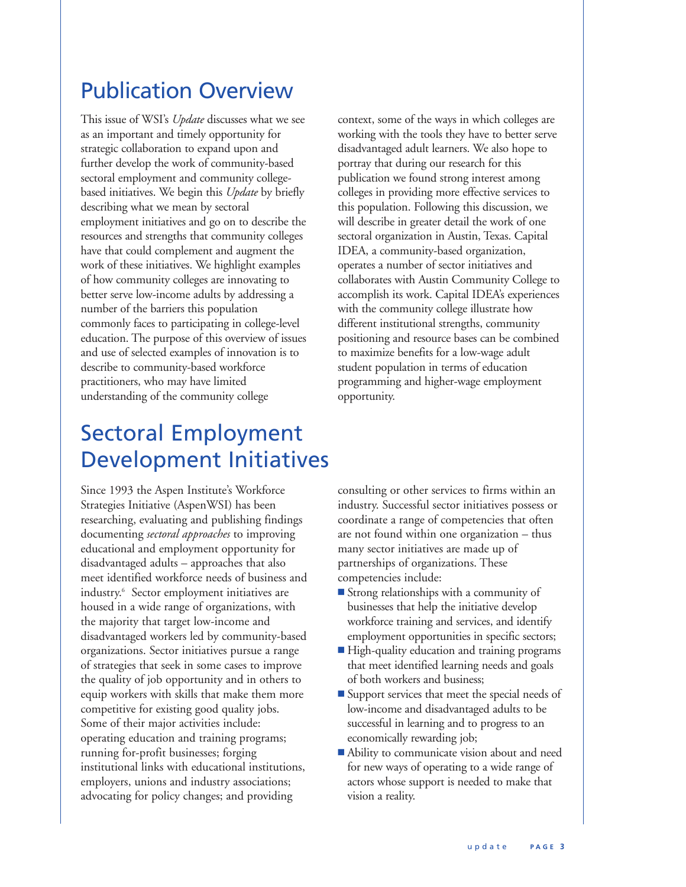# Publication Overview

This issue of WSI's *Update* discusses what we see as an important and timely opportunity for strategic collaboration to expand upon and further develop the work of community-based sectoral employment and community college-based initiatives. We begin this *Update* by briefly describing what we mean by sectoral employment initiatives and go on to describe the resources and strengths that community colleges have that could complement and augment the work of these initiatives. We highlight examples of how community colleges are innovating to better serve low-income adults by addressing a number of the barriers this population commonly faces to participating in college-level education. The purpose of this overview of issues and use of selected examples of innovation is to describe to community-based workforce practitioners, who may have limited understanding of the community college context, some of the ways in which colleges are working with the tools they have to better serve disadvantaged adult learners. We also hope to portray that during our research for this publication we found strong interest among colleges in providing more effective services to this population. Following this discussion, we will describe in greater detail the work of one sectoral organization in Austin, Texas. Capital IDEA, a community-based organization, operates a number of sector initiatives and collaborates with Austin Community College to accomplish its work. Capital IDEA's experiences with the community college illustrate how different institutional strengths, community positioning and resource bases can be combined to maximize benefits for a low-wage adult student population in terms of education programming and higher-wage employment opportunity.

# Sectoral Employment Development Initiatives

Since 1993 the Aspen Institute's Workforce Strategies Initiative (AspenWSI) has been researching, evaluating and publishing findings documenting *sectoral approaches* to improving educational and employment opportunity for disadvantaged adults – approaches that also meet identified workforce needs of business and industry.[6] Sector employment initiatives are housed in a wide range of organizations, with the majority that target low-income and disadvantaged workers led by community-based organizations. Sector initiatives pursue a range of strategies that seek in some cases to improve the quality of job opportunity and in others to equip workers with skills that make them more competitive for existing good quality jobs. Some of their major activities include: operating education and training programs; running for-profit businesses; forging institutional links with educational institutions, employers, unions and industry associations; advocating for policy changes; and providing consulting or other services to firms within an industry. Successful sector initiatives possess or coordinate a range of competencies that often are not found within one organization – thus many sector initiatives are made up of partnerships of organizations. These competencies include:

- Strong relationships with a community of businesses that help the initiative develop workforce training and services, and identify employment opportunities in specific sectors;
- High-quality education and training programs that meet identified learning needs and goals of both workers and business;
- Support services that meet the special needs of low-income and disadvantaged adults to be successful in learning and to progress to an economically rewarding job;
- Ability to communicate vision about and need for new ways of operating to a wide range of actors whose support is needed to make that vision a reality.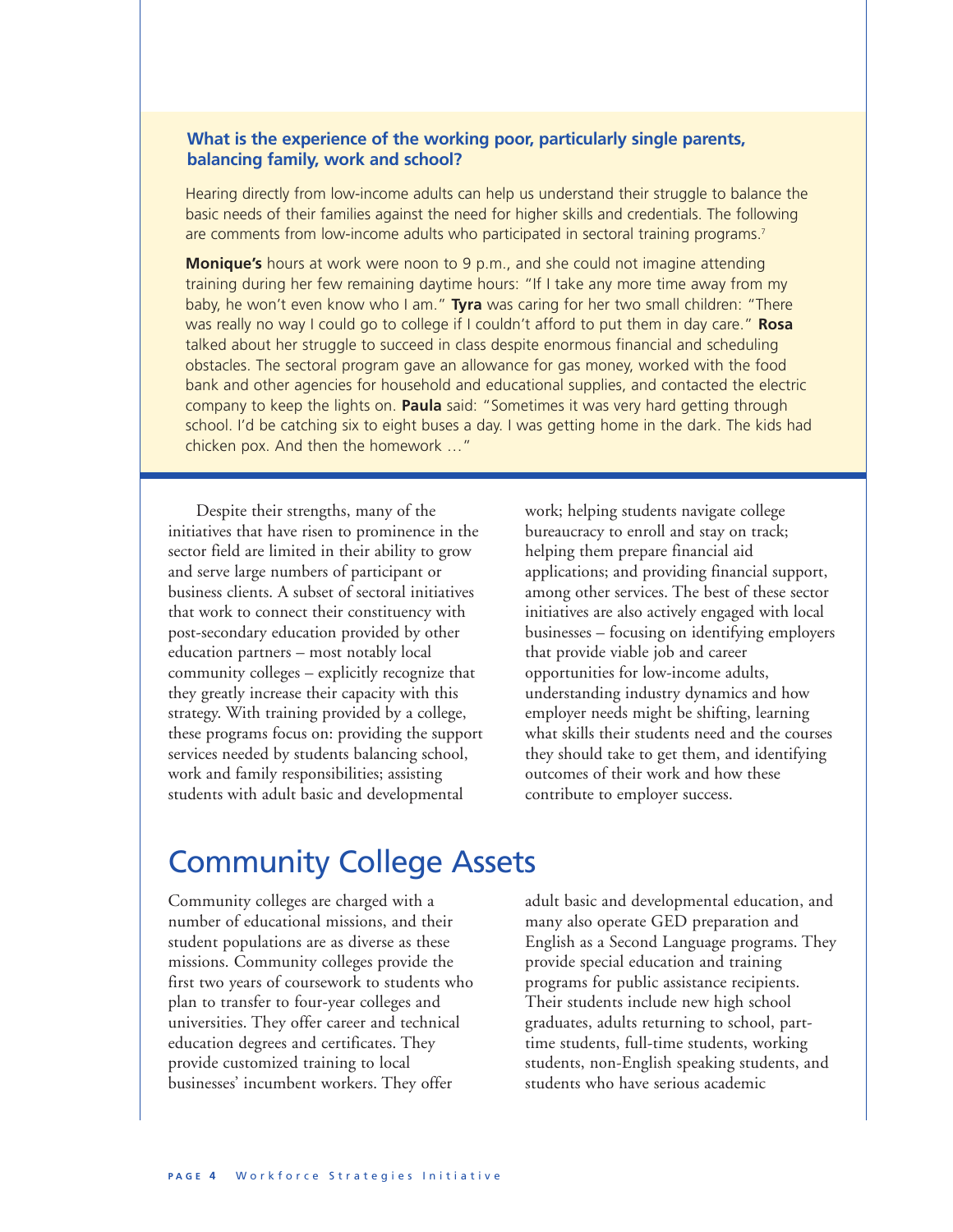**What is the experience of the working poor, particularly single parents, balancing family, work and school?**

Hearing directly from low-income adults can help us understand their struggle to balance the basic needs of their families against the need for higher skills and credentials. The following are comments from low-income adults who participated in sectoral training programs.[7]

**Monique's** hours at work were noon to 9 p.m., and she could not imagine attending training during her few remaining daytime hours: "If I take any more time away from my baby, he won't even know who I am." **Tyra** was caring for her two small children: "There was really no way I could go to college if I couldn't afford to put them in day care." **Rosa** talked about her struggle to succeed in class despite enormous financial and scheduling obstacles. The sectoral program gave an allowance for gas money, worked with the food bank and other agencies for household and educational supplies, and contacted the electric company to keep the lights on. **Paula** said: "Sometimes it was very hard getting through school. I'd be catching six to eight buses a day. I was getting home in the dark. The kids had chicken pox. And then the homework …"

Despite their strengths, many of the initiatives that have risen to prominence in the sector field are limited in their ability to grow and serve large numbers of participant or business clients. A subset of sectoral initiatives that work to connect their constituency with post-secondary education provided by other education partners – most notably local community colleges – explicitly recognize that they greatly increase their capacity with this strategy. With training provided by a college, these programs focus on: providing the support services needed by students balancing school, work and family responsibilities; assisting students with adult basic and developmental work; helping students navigate college bureaucracy to enroll and stay on track; helping them prepare financial aid applications; and providing financial support, among other services. The best of these sector initiatives are also actively engaged with local businesses – focusing on identifying employers that provide viable job and career opportunities for low-income adults, understanding industry dynamics and how employer needs might be shifting, learning what skills their students need and the courses they should take to get them, and identifying outcomes of their work and how these contribute to employer success.

# Community College Assets

Community colleges are charged with a number of educational missions, and their student populations are as diverse as these missions. Community colleges provide the first two years of coursework to students who plan to transfer to four-year colleges and universities. They offer career and technical education degrees and certificates. They provide customized training to local businesses' incumbent workers. They offer adult basic and developmental education, and many also operate GED preparation and English as a Second Language programs. They provide special education and training programs for public assistance recipients. Their students include new high school graduates, adults returning to school, part-time students, full-time students, working students, non-English speaking students, and students who have serious academic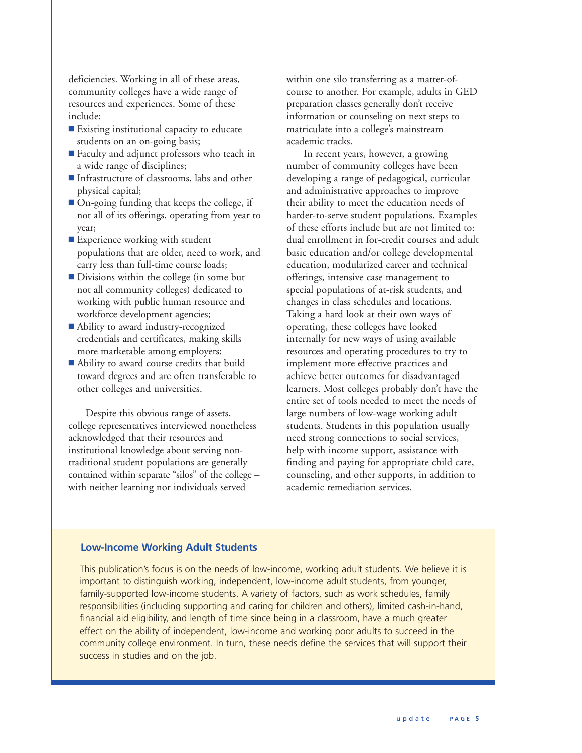deficiencies. Working in all of these areas, community colleges have a wide range of resources and experiences. Some of these include:

- Existing institutional capacity to educate students on an on-going basis;
- Faculty and adjunct professors who teach in a wide range of disciplines;
- Infrastructure of classrooms, labs and other physical capital;
- On-going funding that keeps the college, if not all of its offerings, operating from year to year;
- Experience working with student populations that are older, need to work, and carry less than full-time course loads;
- Divisions within the college (in some but not all community colleges) dedicated to working with public human resource and workforce development agencies;
- Ability to award industry-recognized credentials and certificates, making skills more marketable among employers;
- Ability to award course credits that build toward degrees and are often transferable to other colleges and universities.

Despite this obvious range of assets, college representatives interviewed nonetheless acknowledged that their resources and institutional knowledge about serving non-traditional student populations are generally contained within separate "silos" of the college – with neither learning nor individuals served within one silo transferring as a matter-of-course to another. For example, adults in GED preparation classes generally don't receive information or counseling on next steps to matriculate into a college's mainstream academic tracks.

In recent years, however, a growing number of community colleges have been developing a range of pedagogical, curricular and administrative approaches to improve their ability to meet the education needs of harder-to-serve student populations. Examples of these efforts include but are not limited to: dual enrollment in for-credit courses and adult basic education and/or college developmental education, modularized career and technical offerings, intensive case management to special populations of at-risk students, and changes in class schedules and locations. Taking a hard look at their own ways of operating, these colleges have looked internally for new ways of using available resources and operating procedures to try to implement more effective practices and achieve better outcomes for disadvantaged learners. Most colleges probably don't have the entire set of tools needed to meet the needs of large numbers of low-wage working adult students. Students in this population usually need strong connections to social services, help with income support, assistance with finding and paying for appropriate child care, counseling, and other supports, in addition to academic remediation services.

### Low-Income Working Adult Students

This publication's focus is on the needs of low-income, working adult students. We believe it is important to distinguish working, independent, low-income adult students, from younger, family-supported low-income students. A variety of factors, such as work schedules, family responsibilities (including supporting and caring for children and others), limited cash-in-hand, financial aid eligibility, and length of time since being in a classroom, have a much greater effect on the ability of independent, low-income and working poor adults to succeed in the community college environment. In turn, these needs define the services that will support their success in studies and on the job.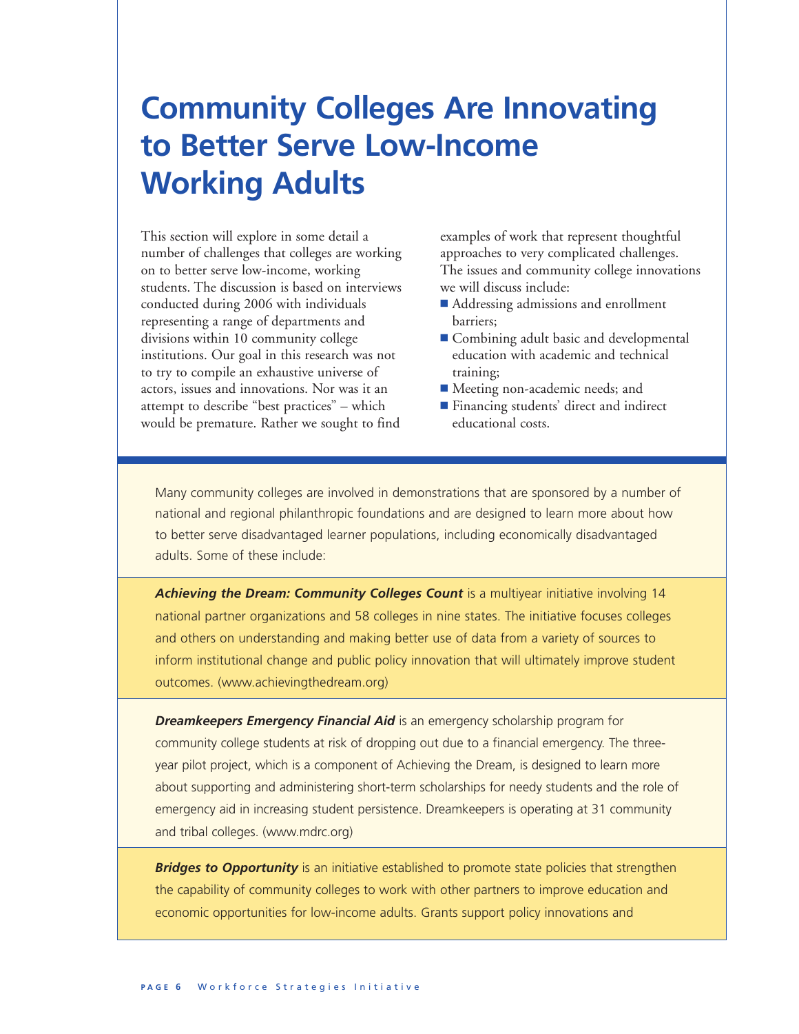# Community Colleges Are Innovating to Better Serve Low-Income Working Adults

This section will explore in some detail a number of challenges that colleges are working on to better serve low-income, working students. The discussion is based on interviews conducted during 2006 with individuals representing a range of departments and divisions within 10 community college institutions. Our goal in this research was not to try to compile an exhaustive universe of actors, issues and innovations. Nor was it an attempt to describe "best practices" – which would be premature. Rather we sought to find examples of work that represent thoughtful approaches to very complicated challenges. The issues and community college innovations we will discuss include:

- Addressing admissions and enrollment barriers;
- Combining adult basic and developmental education with academic and technical training;
- Meeting non-academic needs; and
- Financing students' direct and indirect educational costs.

Many community colleges are involved in demonstrations that are sponsored by a number of national and regional philanthropic foundations and are designed to learn more about how to better serve disadvantaged learner populations, including economically disadvantaged adults. Some of these include:

***Achieving the Dream: Community Colleges Count*** is a multiyear initiative involving 14 national partner organizations and 58 colleges in nine states. The initiative focuses colleges and others on understanding and making better use of data from a variety of sources to inform institutional change and public policy innovation that will ultimately improve student outcomes. (www.achievingthedream.org)

***Dreamkeepers Emergency Financial Aid*** is an emergency scholarship program for community college students at risk of dropping out due to a financial emergency. The three-year pilot project, which is a component of Achieving the Dream, is designed to learn more about supporting and administering short-term scholarships for needy students and the role of emergency aid in increasing student persistence. Dreamkeepers is operating at 31 community and tribal colleges. (www.mdrc.org)

***Bridges to Opportunity*** is an initiative established to promote state policies that strengthen the capability of community colleges to work with other partners to improve education and economic opportunities for low-income adults. Grants support policy innovations and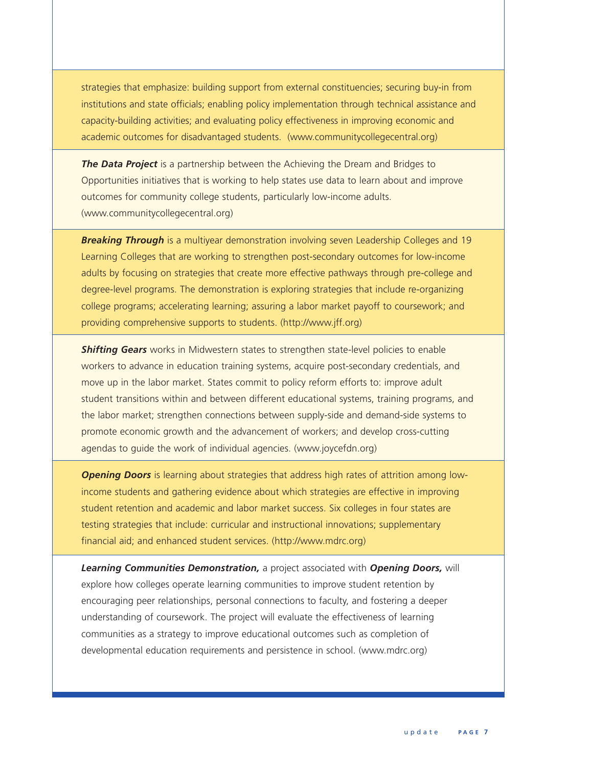strategies that emphasize: building support from external constituencies; securing buy-in from institutions and state officials; enabling policy implementation through technical assistance and capacity-building activities; and evaluating policy effectiveness in improving economic and academic outcomes for disadvantaged students. (www.communitycollegecentral.org)

***The Data Project*** is a partnership between the Achieving the Dream and Bridges to Opportunities initiatives that is working to help states use data to learn about and improve outcomes for community college students, particularly low-income adults. (www.communitycollegecentral.org)

***Breaking Through*** is a multiyear demonstration involving seven Leadership Colleges and 19 Learning Colleges that are working to strengthen post-secondary outcomes for low-income adults by focusing on strategies that create more effective pathways through pre-college and degree-level programs. The demonstration is exploring strategies that include re-organizing college programs; accelerating learning; assuring a labor market payoff to coursework; and providing comprehensive supports to students. (http://www.jff.org)

***Shifting Gears*** works in Midwestern states to strengthen state-level policies to enable workers to advance in education training systems, acquire post-secondary credentials, and move up in the labor market. States commit to policy reform efforts to: improve adult student transitions within and between different educational systems, training programs, and the labor market; strengthen connections between supply-side and demand-side systems to promote economic growth and the advancement of workers; and develop cross-cutting agendas to guide the work of individual agencies. (www.joycefdn.org)

***Opening Doors*** is learning about strategies that address high rates of attrition among low-income students and gathering evidence about which strategies are effective in improving student retention and academic and labor market success. Six colleges in four states are testing strategies that include: curricular and instructional innovations; supplementary financial aid; and enhanced student services. (http://www.mdrc.org)

***Learning Communities Demonstration,*** a project associated with ***Opening Doors,*** will explore how colleges operate learning communities to improve student retention by encouraging peer relationships, personal connections to faculty, and fostering a deeper understanding of coursework. The project will evaluate the effectiveness of learning communities as a strategy to improve educational outcomes such as completion of developmental education requirements and persistence in school. (www.mdrc.org)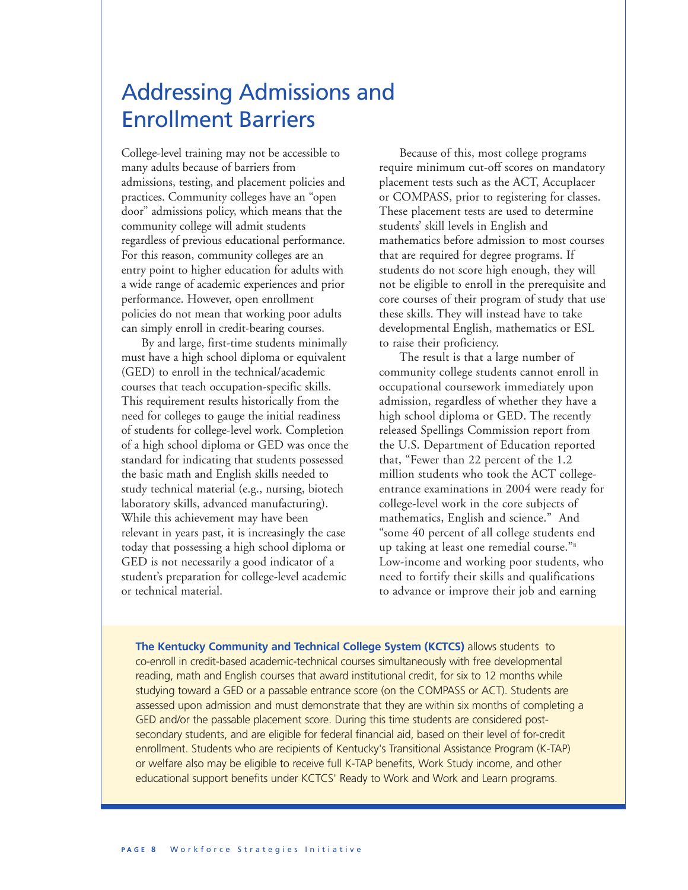# Addressing Admissions and Enrollment Barriers

College-level training may not be accessible to many adults because of barriers from admissions, testing, and placement policies and practices. Community colleges have an "open door" admissions policy, which means that the community college will admit students regardless of previous educational performance. For this reason, community colleges are an entry point to higher education for adults with a wide range of academic experiences and prior performance. However, open enrollment policies do not mean that working poor adults can simply enroll in credit-bearing courses.

By and large, first-time students minimally must have a high school diploma or equivalent (GED) to enroll in the technical/academic courses that teach occupation-specific skills. This requirement results historically from the need for colleges to gauge the initial readiness of students for college-level work. Completion of a high school diploma or GED was once the standard for indicating that students possessed the basic math and English skills needed to study technical material (e.g., nursing, biotech laboratory skills, advanced manufacturing). While this achievement may have been relevant in years past, it is increasingly the case today that possessing a high school diploma or GED is not necessarily a good indicator of a student's preparation for college-level academic or technical material.

Because of this, most college programs require minimum cut-off scores on mandatory placement tests such as the ACT, Accuplacer or COMPASS, prior to registering for classes. These placement tests are used to determine students' skill levels in English and mathematics before admission to most courses that are required for degree programs. If students do not score high enough, they will not be eligible to enroll in the prerequisite and core courses of their program of study that use these skills. They will instead have to take developmental English, mathematics or ESL to raise their proficiency.

The result is that a large number of community college students cannot enroll in occupational coursework immediately upon admission, regardless of whether they have a high school diploma or GED. The recently released Spellings Commission report from the U.S. Department of Education reported that, "Fewer than 22 percent of the 1.2 million students who took the ACT college-entrance examinations in 2004 were ready for college-level work in the core subjects of mathematics, English and science." And "some 40 percent of all college students end up taking at least one remedial course."[8] Low-income and working poor students, who need to fortify their skills and qualifications to advance or improve their job and earning

**The Kentucky Community and Technical College System (KCTCS)** allows students to co-enroll in credit-based academic-technical courses simultaneously with free developmental reading, math and English courses that award institutional credit, for six to 12 months while studying toward a GED or a passable entrance score (on the COMPASS or ACT). Students are assessed upon admission and must demonstrate that they are within six months of completing a GED and/or the passable placement score. During this time students are considered post-secondary students, and are eligible for federal financial aid, based on their level of for-credit enrollment. Students who are recipients of Kentucky's Transitional Assistance Program (K-TAP) or welfare also may be eligible to receive full K-TAP benefits, Work Study income, and other educational support benefits under KCTCS' Ready to Work and Work and Learn programs.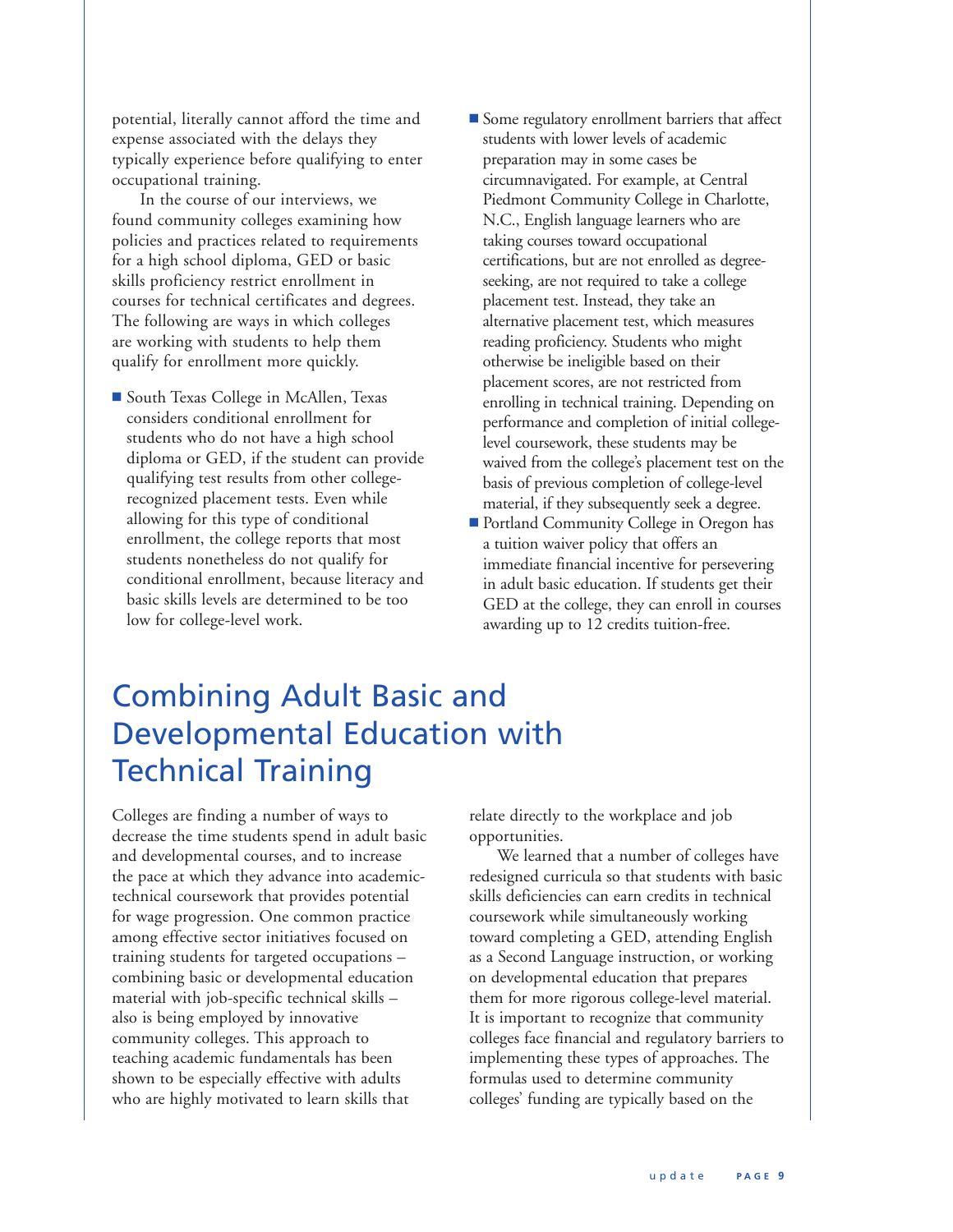potential, literally cannot afford the time and expense associated with the delays they typically experience before qualifying to enter occupational training.

In the course of our interviews, we found community colleges examining how policies and practices related to requirements for a high school diploma, GED or basic skills proficiency restrict enrollment in courses for technical certificates and degrees. The following are ways in which colleges are working with students to help them qualify for enrollment more quickly.

- South Texas College in McAllen, Texas considers conditional enrollment for students who do not have a high school diploma or GED, if the student can provide qualifying test results from other college-recognized placement tests. Even while allowing for this type of conditional enrollment, the college reports that most students nonetheless do not qualify for conditional enrollment, because literacy and basic skills levels are determined to be too low for college-level work.
- Some regulatory enrollment barriers that affect students with lower levels of academic preparation may in some cases be circumnavigated. For example, at Central Piedmont Community College in Charlotte, N.C., English language learners who are taking courses toward occupational certifications, but are not enrolled as degree-seeking, are not required to take a college placement test. Instead, they take an alternative placement test, which measures reading proficiency. Students who might otherwise be ineligible based on their placement scores, are not restricted from enrolling in technical training. Depending on performance and completion of initial college-level coursework, these students may be waived from the college's placement test on the basis of previous completion of college-level material, if they subsequently seek a degree.
- Portland Community College in Oregon has a tuition waiver policy that offers an immediate financial incentive for persevering in adult basic education. If students get their GED at the college, they can enroll in courses awarding up to 12 credits tuition-free.

# Combining Adult Basic and Developmental Education with Technical Training

Colleges are finding a number of ways to decrease the time students spend in adult basic and developmental courses, and to increase the pace at which they advance into academic-technical coursework that provides potential for wage progression. One common practice among effective sector initiatives focused on training students for targeted occupations – combining basic or developmental education material with job-specific technical skills – also is being employed by innovative community colleges. This approach to teaching academic fundamentals has been shown to be especially effective with adults who are highly motivated to learn skills that relate directly to the workplace and job opportunities.

We learned that a number of colleges have redesigned curricula so that students with basic skills deficiencies can earn credits in technical coursework while simultaneously working toward completing a GED, attending English as a Second Language instruction, or working on developmental education that prepares them for more rigorous college-level material. It is important to recognize that community colleges face financial and regulatory barriers to implementing these types of approaches. The formulas used to determine community colleges' funding are typically based on the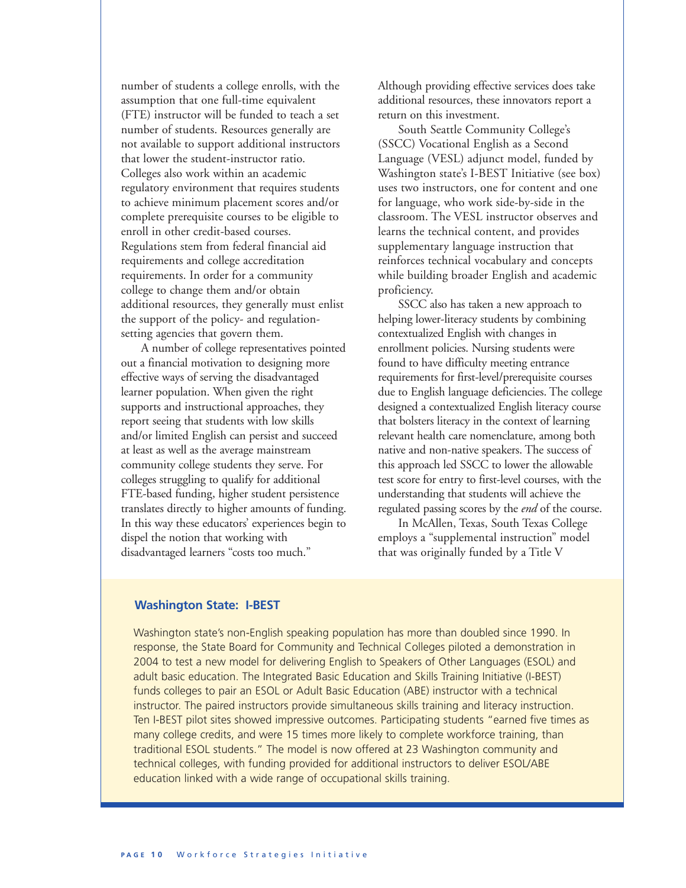number of students a college enrolls, with the assumption that one full-time equivalent (FTE) instructor will be funded to teach a set number of students. Resources generally are not available to support additional instructors that lower the student-instructor ratio. Colleges also work within an academic regulatory environment that requires students to achieve minimum placement scores and/or complete prerequisite courses to be eligible to enroll in other credit-based courses. Regulations stem from federal financial aid requirements and college accreditation requirements. In order for a community college to change them and/or obtain additional resources, they generally must enlist the support of the policy- and regulation-setting agencies that govern them.

A number of college representatives pointed out a financial motivation to designing more effective ways of serving the disadvantaged learner population. When given the right supports and instructional approaches, they report seeing that students with low skills and/or limited English can persist and succeed at least as well as the average mainstream community college students they serve. For colleges struggling to qualify for additional FTE-based funding, higher student persistence translates directly to higher amounts of funding. In this way these educators' experiences begin to dispel the notion that working with disadvantaged learners "costs too much." Although providing effective services does take additional resources, these innovators report a return on this investment.

South Seattle Community College's (SSCC) Vocational English as a Second Language (VESL) adjunct model, funded by Washington state's I-BEST Initiative (see box) uses two instructors, one for content and one for language, who work side-by-side in the classroom. The VESL instructor observes and learns the technical content, and provides supplementary language instruction that reinforces technical vocabulary and concepts while building broader English and academic proficiency.

SSCC also has taken a new approach to helping lower-literacy students by combining contextualized English with changes in enrollment policies. Nursing students were found to have difficulty meeting entrance requirements for first-level/prerequisite courses due to English language deficiencies. The college designed a contextualized English literacy course that bolsters literacy in the context of learning relevant health care nomenclature, among both native and non-native speakers. The success of this approach led SSCC to lower the allowable test score for entry to first-level courses, with the understanding that students will achieve the regulated passing scores by the *end* of the course.

In McAllen, Texas, South Texas College employs a "supplemental instruction" model that was originally funded by a Title V

### Washington State: I-BEST

Washington state's non-English speaking population has more than doubled since 1990. In response, the State Board for Community and Technical Colleges piloted a demonstration in 2004 to test a new model for delivering English to Speakers of Other Languages (ESOL) and adult basic education. The Integrated Basic Education and Skills Training Initiative (I-BEST) funds colleges to pair an ESOL or Adult Basic Education (ABE) instructor with a technical instructor. The paired instructors provide simultaneous skills training and literacy instruction. Ten I-BEST pilot sites showed impressive outcomes. Participating students "earned five times as many college credits, and were 15 times more likely to complete workforce training, than traditional ESOL students." The model is now offered at 23 Washington community and technical colleges, with funding provided for additional instructors to deliver ESOL/ABE education linked with a wide range of occupational skills training.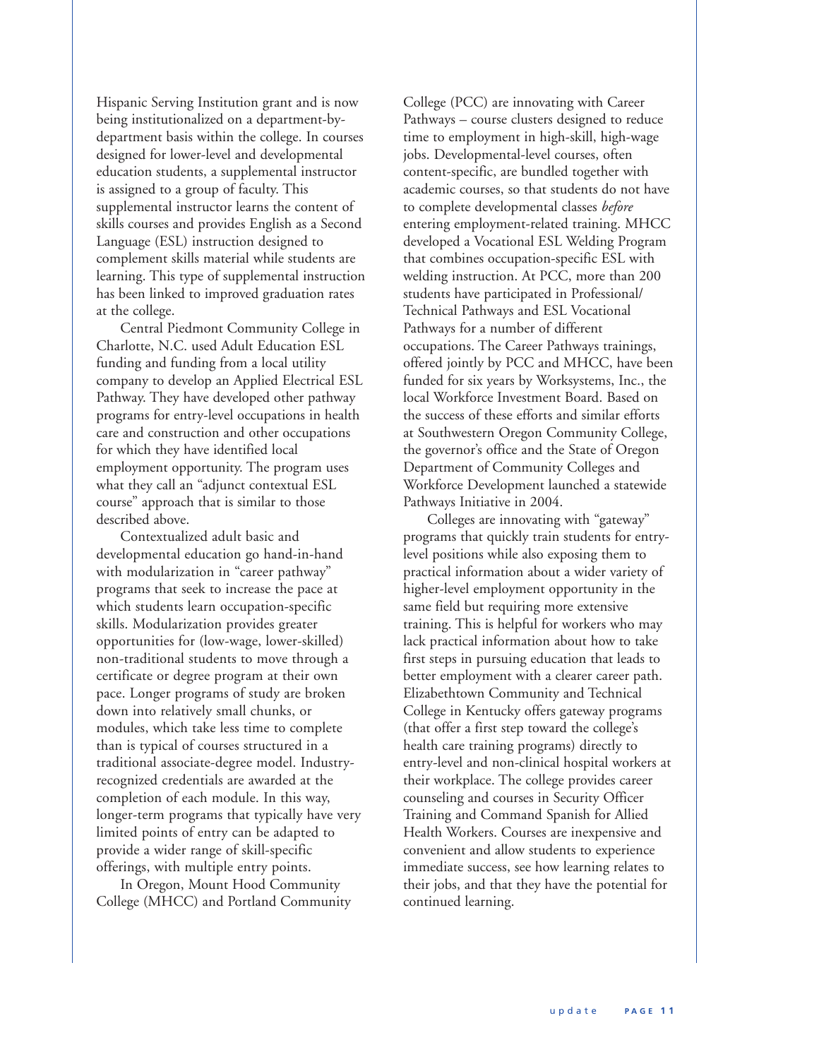Hispanic Serving Institution grant and is now being institutionalized on a department-by-department basis within the college. In courses designed for lower-level and developmental education students, a supplemental instructor is assigned to a group of faculty. This supplemental instructor learns the content of skills courses and provides English as a Second Language (ESL) instruction designed to complement skills material while students are learning. This type of supplemental instruction has been linked to improved graduation rates at the college.

Central Piedmont Community College in Charlotte, N.C. used Adult Education ESL funding and funding from a local utility company to develop an Applied Electrical ESL Pathway. They have developed other pathway programs for entry-level occupations in health care and construction and other occupations for which they have identified local employment opportunity. The program uses what they call an "adjunct contextual ESL course" approach that is similar to those described above.

Contextualized adult basic and developmental education go hand-in-hand with modularization in "career pathway" programs that seek to increase the pace at which students learn occupation-specific skills. Modularization provides greater opportunities for (low-wage, lower-skilled) non-traditional students to move through a certificate or degree program at their own pace. Longer programs of study are broken down into relatively small chunks, or modules, which take less time to complete than is typical of courses structured in a traditional associate-degree model. Industry-recognized credentials are awarded at the completion of each module. In this way, longer-term programs that typically have very limited points of entry can be adapted to provide a wider range of skill-specific offerings, with multiple entry points.

In Oregon, Mount Hood Community College (MHCC) and Portland Community College (PCC) are innovating with Career Pathways – course clusters designed to reduce time to employment in high-skill, high-wage jobs. Developmental-level courses, often content-specific, are bundled together with academic courses, so that students do not have to complete developmental classes *before* entering employment-related training. MHCC developed a Vocational ESL Welding Program that combines occupation-specific ESL with welding instruction. At PCC, more than 200 students have participated in Professional/Technical Pathways and ESL Vocational Pathways for a number of different occupations. The Career Pathways trainings, offered jointly by PCC and MHCC, have been funded for six years by Worksystems, Inc., the local Workforce Investment Board. Based on the success of these efforts and similar efforts at Southwestern Oregon Community College, the governor's office and the State of Oregon Department of Community Colleges and Workforce Development launched a statewide Pathways Initiative in 2004.

Colleges are innovating with "gateway" programs that quickly train students for entry-level positions while also exposing them to practical information about a wider variety of higher-level employment opportunity in the same field but requiring more extensive training. This is helpful for workers who may lack practical information about how to take first steps in pursuing education that leads to better employment with a clearer career path. Elizabethtown Community and Technical College in Kentucky offers gateway programs (that offer a first step toward the college's health care training programs) directly to entry-level and non-clinical hospital workers at their workplace. The college provides career counseling and courses in Security Officer Training and Command Spanish for Allied Health Workers. Courses are inexpensive and convenient and allow students to experience immediate success, see how learning relates to their jobs, and that they have the potential for continued learning.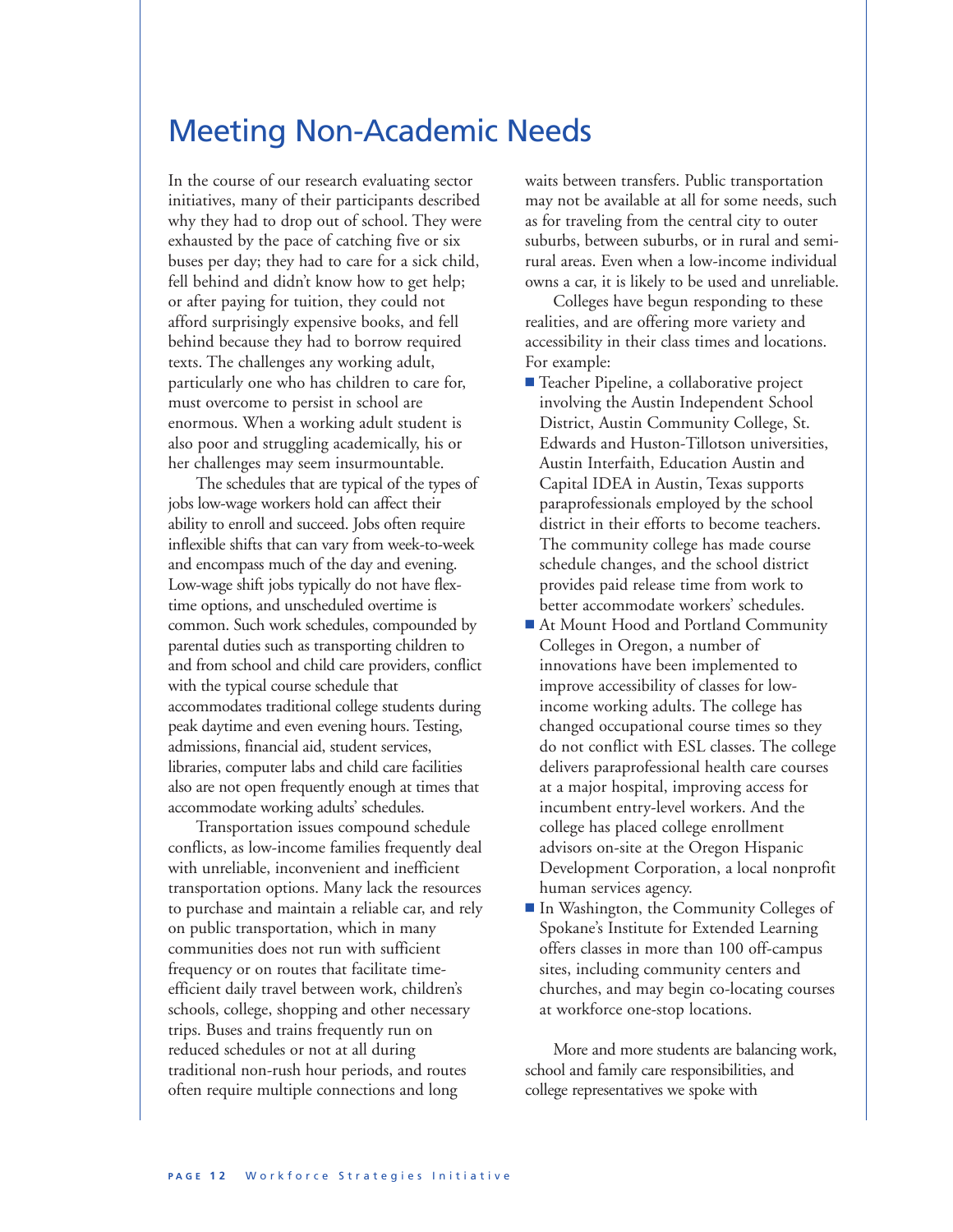# Meeting Non-Academic Needs

In the course of our research evaluating sector initiatives, many of their participants described why they had to drop out of school. They were exhausted by the pace of catching five or six buses per day; they had to care for a sick child, fell behind and didn't know how to get help; or after paying for tuition, they could not afford surprisingly expensive books, and fell behind because they had to borrow required texts. The challenges any working adult, particularly one who has children to care for, must overcome to persist in school are enormous. When a working adult student is also poor and struggling academically, his or her challenges may seem insurmountable.

The schedules that are typical of the types of jobs low-wage workers hold can affect their ability to enroll and succeed. Jobs often require inflexible shifts that can vary from week-to-week and encompass much of the day and evening. Low-wage shift jobs typically do not have flex-time options, and unscheduled overtime is common. Such work schedules, compounded by parental duties such as transporting children to and from school and child care providers, conflict with the typical course schedule that accommodates traditional college students during peak daytime and even evening hours. Testing, admissions, financial aid, student services, libraries, computer labs and child care facilities also are not open frequently enough at times that accommodate working adults' schedules.

Transportation issues compound schedule conflicts, as low-income families frequently deal with unreliable, inconvenient and inefficient transportation options. Many lack the resources to purchase and maintain a reliable car, and rely on public transportation, which in many communities does not run with sufficient frequency or on routes that facilitate time-efficient daily travel between work, children's schools, college, shopping and other necessary trips. Buses and trains frequently run on reduced schedules or not at all during traditional non-rush hour periods, and routes often require multiple connections and long waits between transfers. Public transportation may not be available at all for some needs, such as for traveling from the central city to outer suburbs, between suburbs, or in rural and semi-rural areas. Even when a low-income individual owns a car, it is likely to be used and unreliable.

Colleges have begun responding to these realities, and are offering more variety and accessibility in their class times and locations. For example:

- Teacher Pipeline, a collaborative project involving the Austin Independent School District, Austin Community College, St. Edwards and Huston-Tillotson universities, Austin Interfaith, Education Austin and Capital IDEA in Austin, Texas supports paraprofessionals employed by the school district in their efforts to become teachers. The community college has made course schedule changes, and the school district provides paid release time from work to better accommodate workers' schedules.
- At Mount Hood and Portland Community Colleges in Oregon, a number of innovations have been implemented to improve accessibility of classes for low-income working adults. The college has changed occupational course times so they do not conflict with ESL classes. The college delivers paraprofessional health care courses at a major hospital, improving access for incumbent entry-level workers. And the college has placed college enrollment advisors on-site at the Oregon Hispanic Development Corporation, a local nonprofit human services agency.
- In Washington, the Community Colleges of Spokane's Institute for Extended Learning offers classes in more than 100 off-campus sites, including community centers and churches, and may begin co-locating courses at workforce one-stop locations.

More and more students are balancing work, school and family care responsibilities, and college representatives we spoke with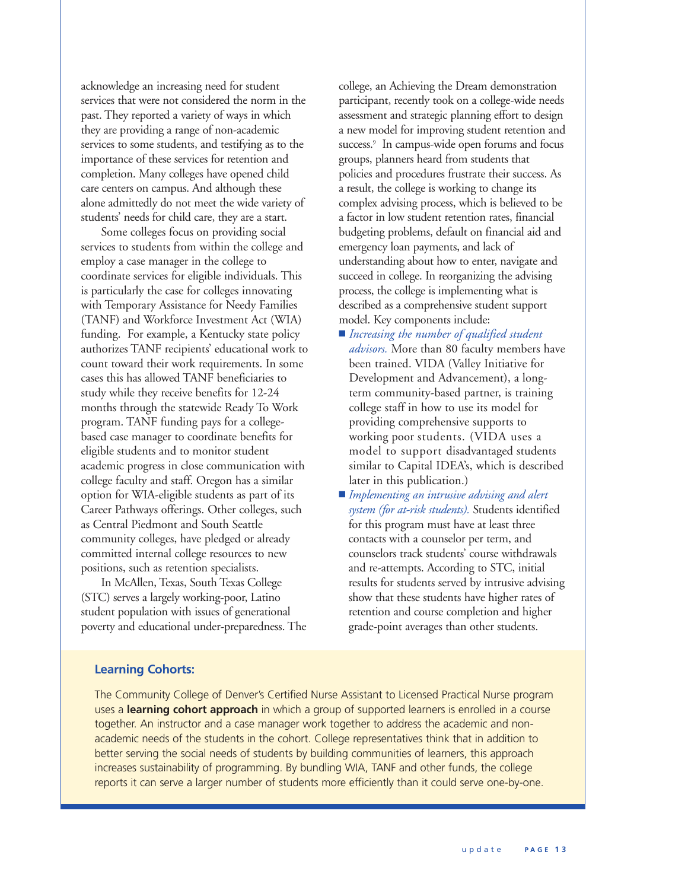acknowledge an increasing need for student services that were not considered the norm in the past. They reported a variety of ways in which they are providing a range of non-academic services to some students, and testifying as to the importance of these services for retention and completion. Many colleges have opened child care centers on campus. And although these alone admittedly do not meet the wide variety of students' needs for child care, they are a start.

Some colleges focus on providing social services to students from within the college and employ a case manager in the college to coordinate services for eligible individuals. This is particularly the case for colleges innovating with Temporary Assistance for Needy Families (TANF) and Workforce Investment Act (WIA) funding. For example, a Kentucky state policy authorizes TANF recipients' educational work to count toward their work requirements. In some cases this has allowed TANF beneficiaries to study while they receive benefits for 12-24 months through the statewide Ready To Work program. TANF funding pays for a college-based case manager to coordinate benefits for eligible students and to monitor student academic progress in close communication with college faculty and staff. Oregon has a similar option for WIA-eligible students as part of its Career Pathways offerings. Other colleges, such as Central Piedmont and South Seattle community colleges, have pledged or already committed internal college resources to new positions, such as retention specialists.

In McAllen, Texas, South Texas College (STC) serves a largely working-poor, Latino student population with issues of generational poverty and educational under-preparedness. The college, an Achieving the Dream demonstration participant, recently took on a college-wide needs assessment and strategic planning effort to design a new model for improving student retention and success.[9] In campus-wide open forums and focus groups, planners heard from students that policies and procedures frustrate their success. As a result, the college is working to change its complex advising process, which is believed to be a factor in low student retention rates, financial budgeting problems, default on financial aid and emergency loan payments, and lack of understanding about how to enter, navigate and succeed in college. In reorganizing the advising process, the college is implementing what is described as a comprehensive student support model. Key components include:

- *Increasing the number of qualified student advisors.* More than 80 faculty members have been trained. VIDA (Valley Initiative for Development and Advancement), a long-term community-based partner, is training college staff in how to use its model for providing comprehensive supports to working poor students. (VIDA uses a model to support disadvantaged students similar to Capital IDEA's, which is described later in this publication.)
- *Implementing an intrusive advising and alert system (for at-risk students).* Students identified for this program must have at least three contacts with a counselor per term, and counselors track students' course withdrawals and re-attempts. According to STC, initial results for students served by intrusive advising show that these students have higher rates of retention and course completion and higher grade-point averages than other students.

**Learning Cohorts:**

The Community College of Denver's Certified Nurse Assistant to Licensed Practical Nurse program uses a **learning cohort approach** in which a group of supported learners is enrolled in a course together. An instructor and a case manager work together to address the academic and non-academic needs of the students in the cohort. College representatives think that in addition to better serving the social needs of students by building communities of learners, this approach increases sustainability of programming. By bundling WIA, TANF and other funds, the college reports it can serve a larger number of students more efficiently than it could serve one-by-one.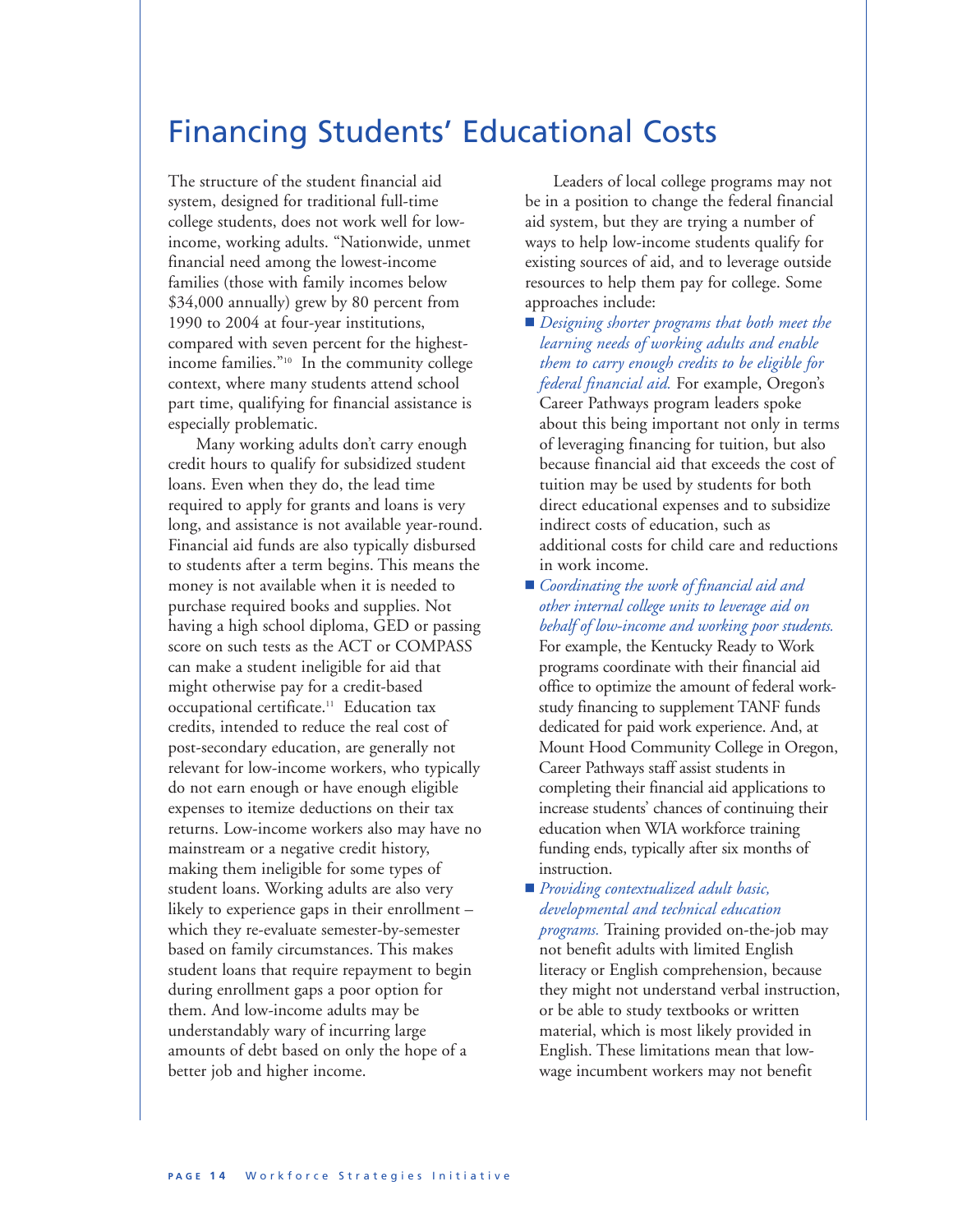# Financing Students' Educational Costs

The structure of the student financial aid system, designed for traditional full-time college students, does not work well for low-income, working adults. "Nationwide, unmet financial need among the lowest-income families (those with family incomes below $34,000 annually) grew by 80 percent from 1990 to 2004 at four-year institutions, compared with seven percent for the highest-income families."[10] In the community college context, where many students attend school part time, qualifying for financial assistance is especially problematic.

Many working adults don't carry enough credit hours to qualify for subsidized student loans. Even when they do, the lead time required to apply for grants and loans is very long, and assistance is not available year-round. Financial aid funds are also typically disbursed to students after a term begins. This means the money is not available when it is needed to purchase required books and supplies. Not having a high school diploma, GED or passing score on such tests as the ACT or COMPASS can make a student ineligible for aid that might otherwise pay for a credit-based occupational certificate.[11] Education tax credits, intended to reduce the real cost of post-secondary education, are generally not relevant for low-income workers, who typically do not earn enough or have enough eligible expenses to itemize deductions on their tax returns. Low-income workers also may have no mainstream or a negative credit history, making them ineligible for some types of student loans. Working adults are also very likely to experience gaps in their enrollment – which they re-evaluate semester-by-semester based on family circumstances. This makes student loans that require repayment to begin during enrollment gaps a poor option for them. And low-income adults may be understandably wary of incurring large amounts of debt based on only the hope of a better job and higher income.

Leaders of local college programs may not be in a position to change the federal financial aid system, but they are trying a number of ways to help low-income students qualify for existing sources of aid, and to leverage outside resources to help them pay for college. Some approaches include:

- *Designing shorter programs that both meet the learning needs of working adults and enable them to carry enough credits to be eligible for federal financial aid.* For example, Oregon's Career Pathways program leaders spoke about this being important not only in terms of leveraging financing for tuition, but also because financial aid that exceeds the cost of tuition may be used by students for both direct educational expenses and to subsidize indirect costs of education, such as additional costs for child care and reductions in work income.
- *Coordinating the work of financial aid and other internal college units to leverage aid on behalf of low-income and working poor students.* For example, the Kentucky Ready to Work programs coordinate with their financial aid office to optimize the amount of federal work-study financing to supplement TANF funds dedicated for paid work experience. And, at Mount Hood Community College in Oregon, Career Pathways staff assist students in completing their financial aid applications to increase students' chances of continuing their education when WIA workforce training funding ends, typically after six months of instruction.
- *Providing contextualized adult basic, developmental and technical education programs.* Training provided on-the-job may not benefit adults with limited English literacy or English comprehension, because they might not understand verbal instruction, or be able to study textbooks or written material, which is most likely provided in English. These limitations mean that low-wage incumbent workers may not benefit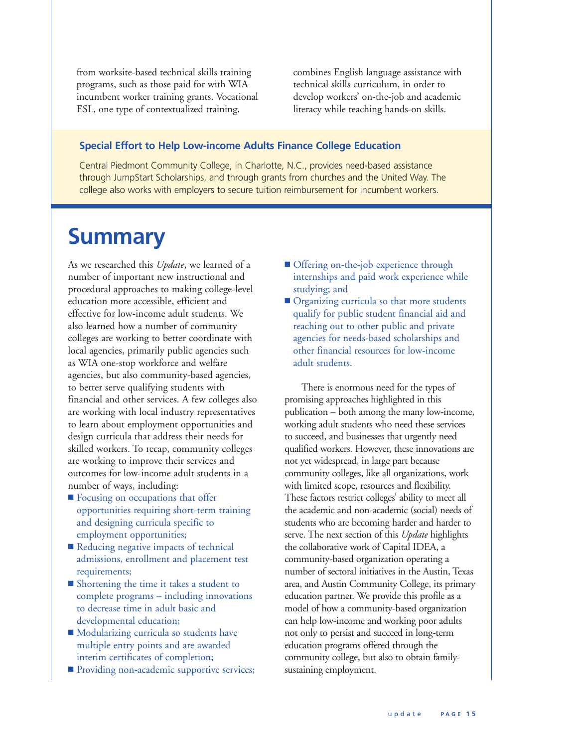from worksite-based technical skills training programs, such as those paid for with WIA incumbent worker training grants. Vocational ESL, one type of contextualized training, combines English language assistance with technical skills curriculum, in order to develop workers' on-the-job and academic literacy while teaching hands-on skills.

### Special Effort to Help Low-income Adults Finance College Education

Central Piedmont Community College, in Charlotte, N.C., provides need-based assistance through JumpStart Scholarships, and through grants from churches and the United Way. The college also works with employers to secure tuition reimbursement for incumbent workers.

# Summary

As we researched this *Update*, we learned of a number of important new instructional and procedural approaches to making college-level education more accessible, efficient and effective for low-income adult students. We also learned how a number of community colleges are working to better coordinate with local agencies, primarily public agencies such as WIA one-stop workforce and welfare agencies, but also community-based agencies, to better serve qualifying students with financial and other services. A few colleges also are working with local industry representatives to learn about employment opportunities and design curricula that address their needs for skilled workers. To recap, community colleges are working to improve their services and outcomes for low-income adult students in a number of ways, including:

- Focusing on occupations that offer opportunities requiring short-term training and designing curricula specific to employment opportunities;
- Reducing negative impacts of technical admissions, enrollment and placement test requirements;
- Shortening the time it takes a student to complete programs – including innovations to decrease time in adult basic and developmental education;
- Modularizing curricula so students have multiple entry points and are awarded interim certificates of completion;
- Providing non-academic supportive services;
- Offering on-the-job experience through internships and paid work experience while studying; and
- Organizing curricula so that more students qualify for public student financial aid and reaching out to other public and private agencies for needs-based scholarships and other financial resources for low-income adult students.

There is enormous need for the types of promising approaches highlighted in this publication – both among the many low-income, working adult students who need these services to succeed, and businesses that urgently need qualified workers. However, these innovations are not yet widespread, in large part because community colleges, like all organizations, work with limited scope, resources and flexibility. These factors restrict colleges' ability to meet all the academic and non-academic (social) needs of students who are becoming harder and harder to serve. The next section of this *Update* highlights the collaborative work of Capital IDEA, a community-based organization operating a number of sectoral initiatives in the Austin, Texas area, and Austin Community College, its primary education partner. We provide this profile as a model of how a community-based organization can help low-income and working poor adults not only to persist and succeed in long-term education programs offered through the community college, but also to obtain family-sustaining employment.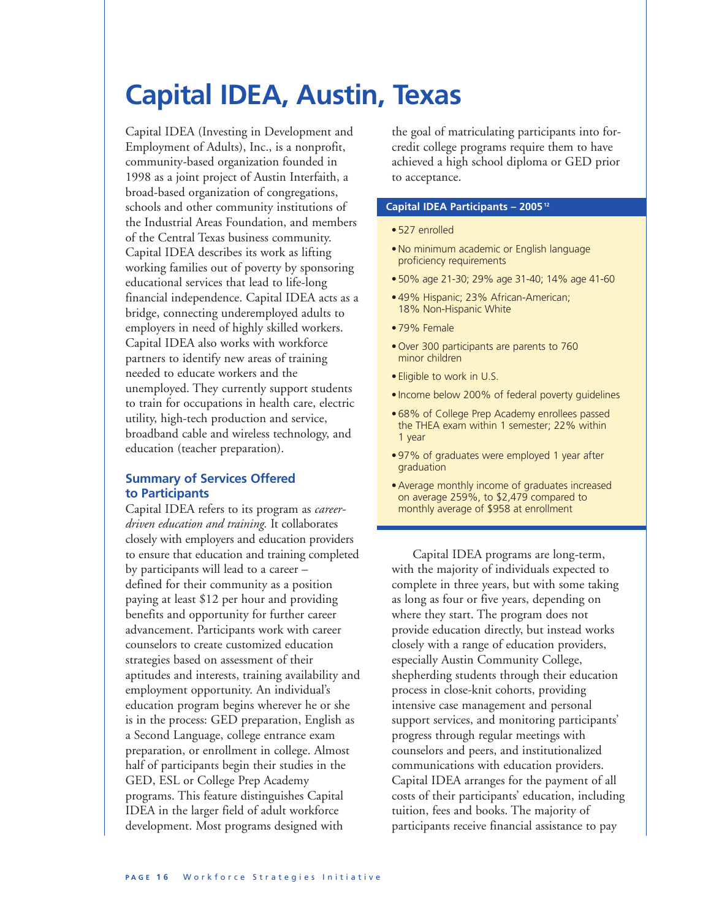# Capital IDEA, Austin, Texas

Capital IDEA (Investing in Development and Employment of Adults), Inc., is a nonprofit, community-based organization founded in 1998 as a joint project of Austin Interfaith, a broad-based organization of congregations, schools and other community institutions of the Industrial Areas Foundation, and members of the Central Texas business community. Capital IDEA describes its work as lifting working families out of poverty by sponsoring educational services that lead to life-long financial independence. Capital IDEA acts as a bridge, connecting underemployed adults to employers in need of highly skilled workers. Capital IDEA also works with workforce partners to identify new areas of training needed to educate workers and the unemployed. They currently support students to train for occupations in health care, electric utility, high-tech production and service, broadband cable and wireless technology, and education (teacher preparation).

## Summary of Services Offered to Participants

Capital IDEA refers to its program as *career-driven education and training.* It collaborates closely with employers and education providers to ensure that education and training completed by participants will lead to a career – defined for their community as a position paying at least $12 per hour and providing benefits and opportunity for further career advancement. Participants work with career counselors to create customized education strategies based on assessment of their aptitudes and interests, training availability and employment opportunity. An individual's education program begins wherever he or she is in the process: GED preparation, English as a Second Language, college entrance exam preparation, or enrollment in college. Almost half of participants begin their studies in the GED, ESL or College Prep Academy programs. This feature distinguishes Capital IDEA in the larger field of adult workforce development. Most programs designed with the goal of matriculating participants into for-credit college programs require them to have achieved a high school diploma or GED prior to acceptance.

**Capital IDEA Participants – 2005**[12]

- 527 enrolled
- No minimum academic or English language proficiency requirements
- 50% age 21-30; 29% age 31-40; 14% age 41-60
- 49% Hispanic; 23% African-American; 18% Non-Hispanic White
- 79% Female
- Over 300 participants are parents to 760 minor children
- Eligible to work in U.S.
- Income below 200% of federal poverty guidelines
- 68% of College Prep Academy enrollees passed the THEA exam within 1 semester; 22% within 1 year
- 97% of graduates were employed 1 year after graduation
- Average monthly income of graduates increased on average 259%, to $2,479 compared to monthly average of $958 at enrollment

Capital IDEA programs are long-term, with the majority of individuals expected to complete in three years, but with some taking as long as four or five years, depending on where they start. The program does not provide education directly, but instead works closely with a range of education providers, especially Austin Community College, shepherding students through their education process in close-knit cohorts, providing intensive case management and personal support services, and monitoring participants' progress through regular meetings with counselors and peers, and institutionalized communications with education providers. Capital IDEA arranges for the payment of all costs of their participants' education, including tuition, fees and books. The majority of participants receive financial assistance to pay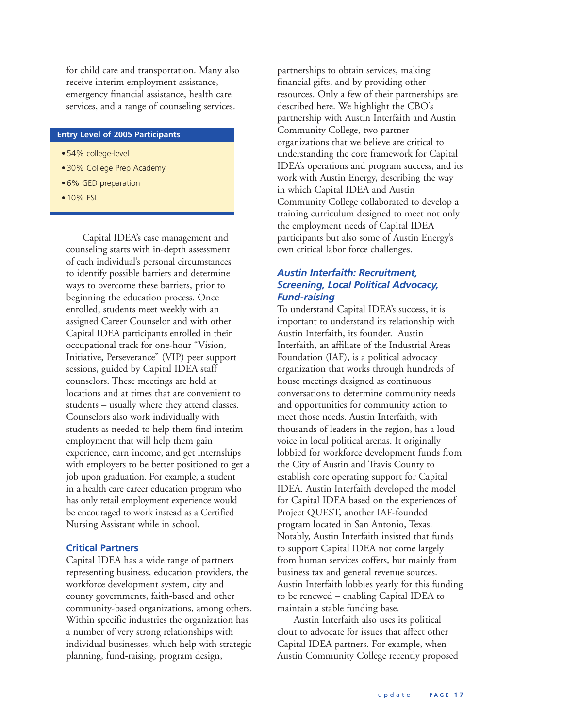for child care and transportation. Many also receive interim employment assistance, emergency financial assistance, health care services, and a range of counseling services.

**Entry Level of 2005 Participants**

- 54% college-level
- 30% College Prep Academy
- 6% GED preparation
- 10% ESL

Capital IDEA's case management and counseling starts with in-depth assessment of each individual's personal circumstances to identify possible barriers and determine ways to overcome these barriers, prior to beginning the education process. Once enrolled, students meet weekly with an assigned Career Counselor and with other Capital IDEA participants enrolled in their occupational track for one-hour "Vision, Initiative, Perseverance" (VIP) peer support sessions, guided by Capital IDEA staff counselors. These meetings are held at locations and at times that are convenient to students – usually where they attend classes. Counselors also work individually with students as needed to help them find interim employment that will help them gain experience, earn income, and get internships with employers to be better positioned to get a job upon graduation. For example, a student in a health care career education program who has only retail employment experience would be encouraged to work instead as a Certified Nursing Assistant while in school.

### Critical Partners

Capital IDEA has a wide range of partners representing business, education providers, the workforce development system, city and county governments, faith-based and other community-based organizations, among others. Within specific industries the organization has a number of very strong relationships with individual businesses, which help with strategic planning, fund-raising, program design, partnerships to obtain services, making financial gifts, and by providing other resources. Only a few of their partnerships are described here. We highlight the CBO's partnership with Austin Interfaith and Austin Community College, two partner organizations that we believe are critical to understanding the core framework for Capital IDEA's operations and program success, and its work with Austin Energy, describing the way in which Capital IDEA and Austin Community College collaborated to develop a training curriculum designed to meet not only the employment needs of Capital IDEA participants but also some of Austin Energy's own critical labor force challenges.

### *Austin Interfaith: Recruitment, Screening, Local Political Advocacy, Fund-raising*

To understand Capital IDEA's success, it is important to understand its relationship with Austin Interfaith, its founder. Austin Interfaith, an affiliate of the Industrial Areas Foundation (IAF), is a political advocacy organization that works through hundreds of house meetings designed as continuous conversations to determine community needs and opportunities for community action to meet those needs. Austin Interfaith, with thousands of leaders in the region, has a loud voice in local political arenas. It originally lobbied for workforce development funds from the City of Austin and Travis County to establish core operating support for Capital IDEA. Austin Interfaith developed the model for Capital IDEA based on the experiences of Project QUEST, another IAF-founded program located in San Antonio, Texas. Notably, Austin Interfaith insisted that funds to support Capital IDEA not come largely from human services coffers, but mainly from business tax and general revenue sources. Austin Interfaith lobbies yearly for this funding to be renewed – enabling Capital IDEA to maintain a stable funding base.

Austin Interfaith also uses its political clout to advocate for issues that affect other Capital IDEA partners. For example, when Austin Community College recently proposed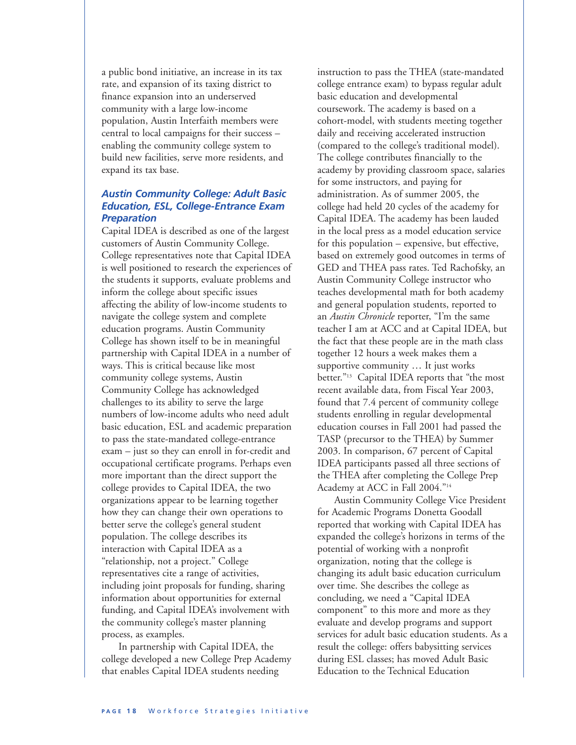a public bond initiative, an increase in its tax rate, and expansion of its taxing district to finance expansion into an underserved community with a large low-income population, Austin Interfaith members were central to local campaigns for their success – enabling the community college system to build new facilities, serve more residents, and expand its tax base.

### *Austin Community College: Adult Basic Education, ESL, College-Entrance Exam Preparation*

Capital IDEA is described as one of the largest customers of Austin Community College. College representatives note that Capital IDEA is well positioned to research the experiences of the students it supports, evaluate problems and inform the college about specific issues affecting the ability of low-income students to navigate the college system and complete education programs. Austin Community College has shown itself to be in meaningful partnership with Capital IDEA in a number of ways. This is critical because like most community college systems, Austin Community College has acknowledged challenges to its ability to serve the large numbers of low-income adults who need adult basic education, ESL and academic preparation to pass the state-mandated college-entrance exam – just so they can enroll in for-credit and occupational certificate programs. Perhaps even more important than the direct support the college provides to Capital IDEA, the two organizations appear to be learning together how they can change their own operations to better serve the college's general student population. The college describes its interaction with Capital IDEA as a "relationship, not a project." College representatives cite a range of activities, including joint proposals for funding, sharing information about opportunities for external funding, and Capital IDEA's involvement with the community college's master planning process, as examples.

In partnership with Capital IDEA, the college developed a new College Prep Academy that enables Capital IDEA students needing instruction to pass the THEA (state-mandated college entrance exam) to bypass regular adult basic education and developmental coursework. The academy is based on a cohort-model, with students meeting together daily and receiving accelerated instruction (compared to the college's traditional model). The college contributes financially to the academy by providing classroom space, salaries for some instructors, and paying for administration. As of summer 2005, the college had held 20 cycles of the academy for Capital IDEA. The academy has been lauded in the local press as a model education service for this population – expensive, but effective, based on extremely good outcomes in terms of GED and THEA pass rates. Ted Rachofsky, an Austin Community College instructor who teaches developmental math for both academy and general population students, reported to an *Austin Chronicle* reporter, "I'm the same teacher I am at ACC and at Capital IDEA, but the fact that these people are in the math class together 12 hours a week makes them a supportive community … It just works better."[13] Capital IDEA reports that "the most recent available data, from Fiscal Year 2003, found that 7.4 percent of community college students enrolling in regular developmental education courses in Fall 2001 had passed the TASP (precursor to the THEA) by Summer 2003. In comparison, 67 percent of Capital IDEA participants passed all three sections of the THEA after completing the College Prep Academy at ACC in Fall 2004."[14]

Austin Community College Vice President for Academic Programs Donetta Goodall reported that working with Capital IDEA has expanded the college's horizons in terms of the potential of working with a nonprofit organization, noting that the college is changing its adult basic education curriculum over time. She describes the college as concluding, we need a "Capital IDEA component" to this more and more as they evaluate and develop programs and support services for adult basic education students. As a result the college: offers babysitting services during ESL classes; has moved Adult Basic Education to the Technical Education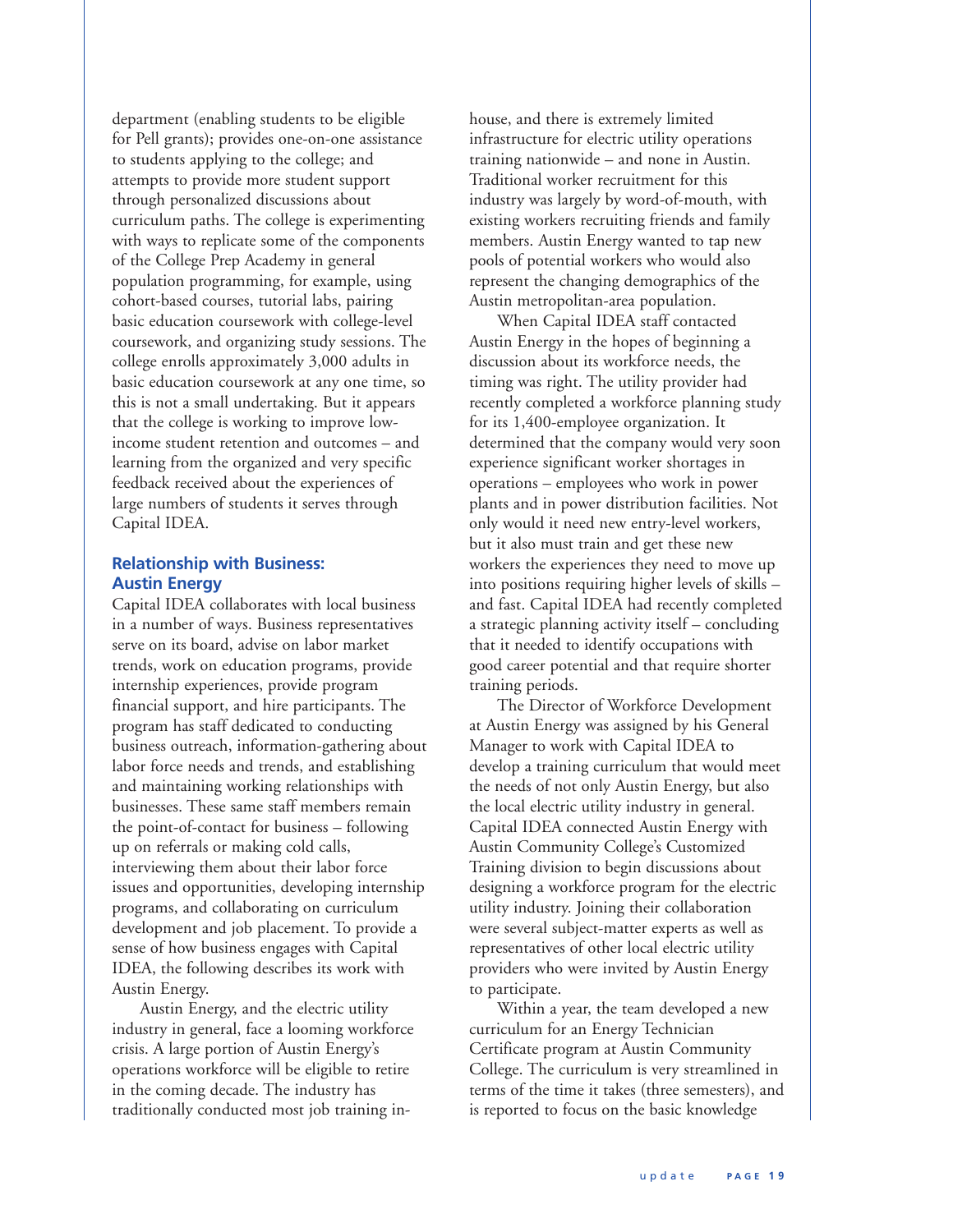department (enabling students to be eligible for Pell grants); provides one-on-one assistance to students applying to the college; and attempts to provide more student support through personalized discussions about curriculum paths. The college is experimenting with ways to replicate some of the components of the College Prep Academy in general population programming, for example, using cohort-based courses, tutorial labs, pairing basic education coursework with college-level coursework, and organizing study sessions. The college enrolls approximately 3,000 adults in basic education coursework at any one time, so this is not a small undertaking. But it appears that the college is working to improve low-income student retention and outcomes – and learning from the organized and very specific feedback received about the experiences of large numbers of students it serves through Capital IDEA.

### Relationship with Business: Austin Energy

Capital IDEA collaborates with local business in a number of ways. Business representatives serve on its board, advise on labor market trends, work on education programs, provide internship experiences, provide program financial support, and hire participants. The program has staff dedicated to conducting business outreach, information-gathering about labor force needs and trends, and establishing and maintaining working relationships with businesses. These same staff members remain the point-of-contact for business – following up on referrals or making cold calls, interviewing them about their labor force issues and opportunities, developing internship programs, and collaborating on curriculum development and job placement. To provide a sense of how business engages with Capital IDEA, the following describes its work with Austin Energy.

Austin Energy, and the electric utility industry in general, face a looming workforce crisis. A large portion of Austin Energy's operations workforce will be eligible to retire in the coming decade. The industry has traditionally conducted most job training in-house, and there is extremely limited infrastructure for electric utility operations training nationwide – and none in Austin. Traditional worker recruitment for this industry was largely by word-of-mouth, with existing workers recruiting friends and family members. Austin Energy wanted to tap new pools of potential workers who would also represent the changing demographics of the Austin metropolitan-area population.

When Capital IDEA staff contacted Austin Energy in the hopes of beginning a discussion about its workforce needs, the timing was right. The utility provider had recently completed a workforce planning study for its 1,400-employee organization. It determined that the company would very soon experience significant worker shortages in operations – employees who work in power plants and in power distribution facilities. Not only would it need new entry-level workers, but it also must train and get these new workers the experiences they need to move up into positions requiring higher levels of skills – and fast. Capital IDEA had recently completed a strategic planning activity itself – concluding that it needed to identify occupations with good career potential and that require shorter training periods.

The Director of Workforce Development at Austin Energy was assigned by his General Manager to work with Capital IDEA to develop a training curriculum that would meet the needs of not only Austin Energy, but also the local electric utility industry in general. Capital IDEA connected Austin Energy with Austin Community College's Customized Training division to begin discussions about designing a workforce program for the electric utility industry. Joining their collaboration were several subject-matter experts as well as representatives of other local electric utility providers who were invited by Austin Energy to participate.

Within a year, the team developed a new curriculum for an Energy Technician Certificate program at Austin Community College. The curriculum is very streamlined in terms of the time it takes (three semesters), and is reported to focus on the basic knowledge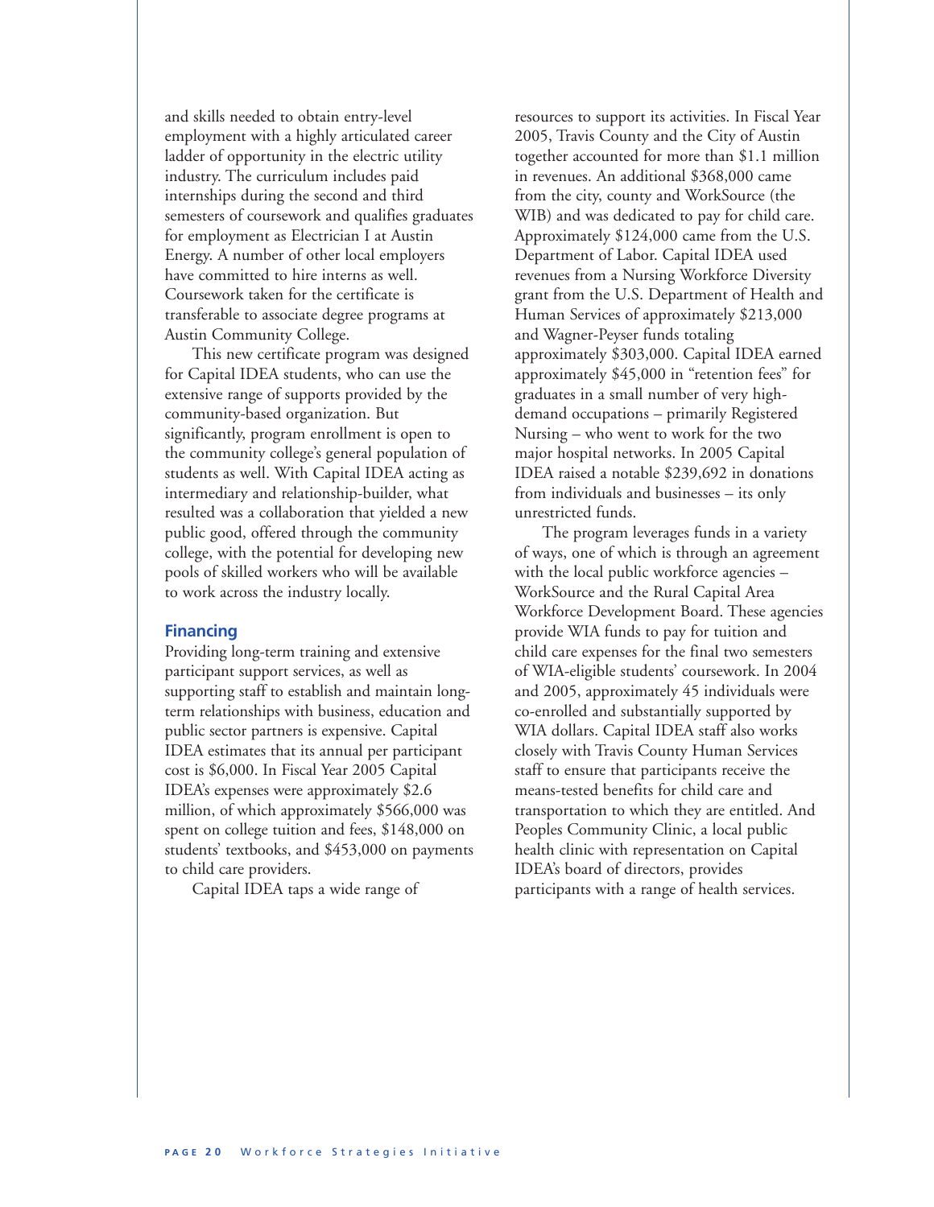and skills needed to obtain entry-level employment with a highly articulated career ladder of opportunity in the electric utility industry. The curriculum includes paid internships during the second and third semesters of coursework and qualifies graduates for employment as Electrician I at Austin Energy. A number of other local employers have committed to hire interns as well. Coursework taken for the certificate is transferable to associate degree programs at Austin Community College.

This new certificate program was designed for Capital IDEA students, who can use the extensive range of supports provided by the community-based organization. But significantly, program enrollment is open to the community college's general population of students as well. With Capital IDEA acting as intermediary and relationship-builder, what resulted was a collaboration that yielded a new public good, offered through the community college, with the potential for developing new pools of skilled workers who will be available to work across the industry locally.

### Financing

Providing long-term training and extensive participant support services, as well as supporting staff to establish and maintain long-term relationships with business, education and public sector partners is expensive. Capital IDEA estimates that its annual per participant cost is $6,000. In Fiscal Year 2005 Capital IDEA's expenses were approximately $2.6 million, of which approximately $566,000 was spent on college tuition and fees, $148,000 on students' textbooks, and $453,000 on payments to child care providers.

Capital IDEA taps a wide range of resources to support its activities. In Fiscal Year 2005, Travis County and the City of Austin together accounted for more than $1.1 million in revenues. An additional $368,000 came from the city, county and WorkSource (the WIB) and was dedicated to pay for child care. Approximately $124,000 came from the U.S. Department of Labor. Capital IDEA used revenues from a Nursing Workforce Diversity grant from the U.S. Department of Health and Human Services of approximately $213,000 and Wagner-Peyser funds totaling approximately $303,000. Capital IDEA earned approximately $45,000 in "retention fees" for graduates in a small number of very high-demand occupations – primarily Registered Nursing – who went to work for the two major hospital networks. In 2005 Capital IDEA raised a notable $239,692 in donations from individuals and businesses – its only unrestricted funds.

The program leverages funds in a variety of ways, one of which is through an agreement with the local public workforce agencies – WorkSource and the Rural Capital Area Workforce Development Board. These agencies provide WIA funds to pay for tuition and child care expenses for the final two semesters of WIA-eligible students' coursework. In 2004 and 2005, approximately 45 individuals were co-enrolled and substantially supported by WIA dollars. Capital IDEA staff also works closely with Travis County Human Services staff to ensure that participants receive the means-tested benefits for child care and transportation to which they are entitled. And Peoples Community Clinic, a local public health clinic with representation on Capital IDEA's board of directors, provides participants with a range of health services.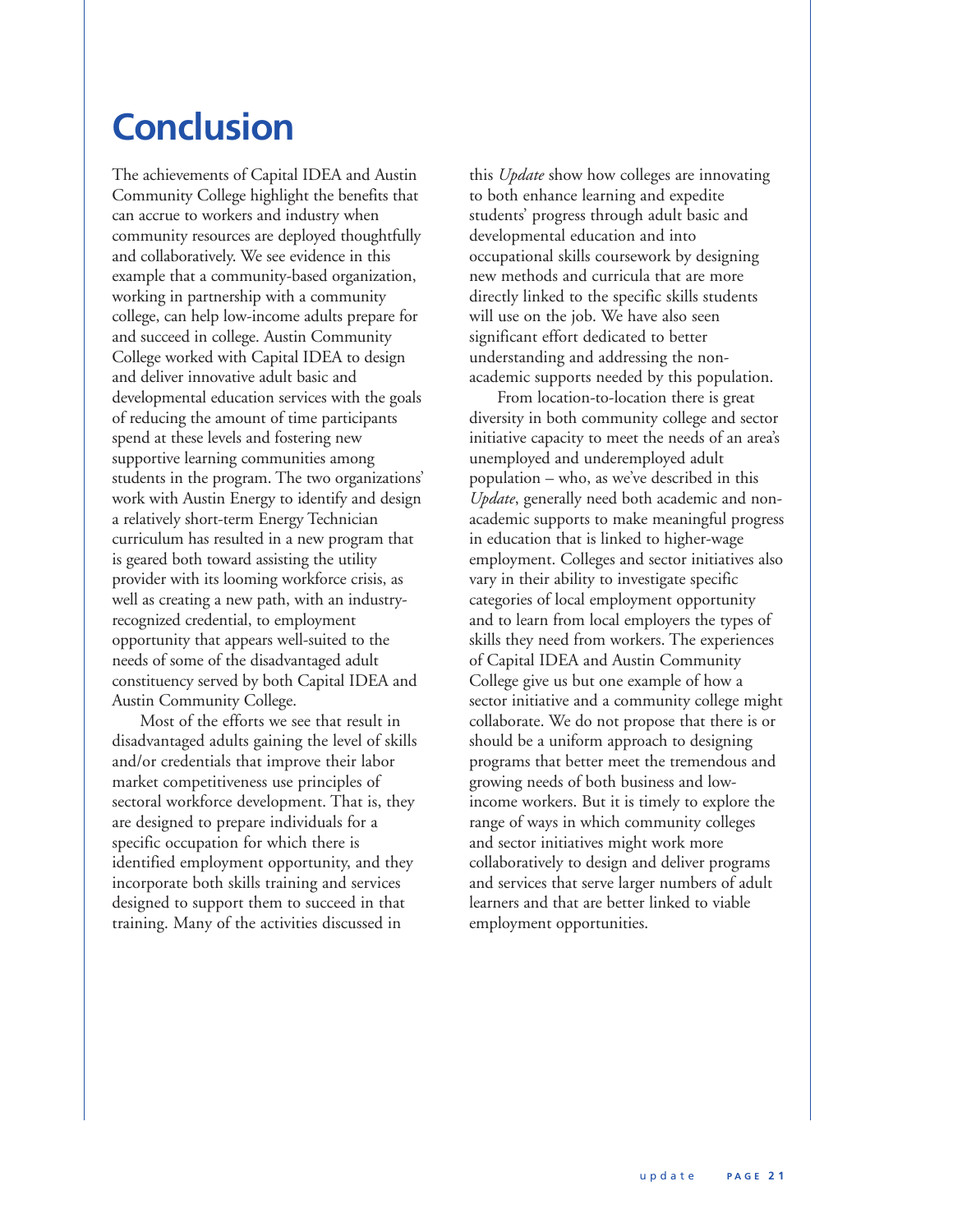# Conclusion

The achievements of Capital IDEA and Austin Community College highlight the benefits that can accrue to workers and industry when community resources are deployed thoughtfully and collaboratively. We see evidence in this example that a community-based organization, working in partnership with a community college, can help low-income adults prepare for and succeed in college. Austin Community College worked with Capital IDEA to design and deliver innovative adult basic and developmental education services with the goals of reducing the amount of time participants spend at these levels and fostering new supportive learning communities among students in the program. The two organizations' work with Austin Energy to identify and design a relatively short-term Energy Technician curriculum has resulted in a new program that is geared both toward assisting the utility provider with its looming workforce crisis, as well as creating a new path, with an industry-recognized credential, to employment opportunity that appears well-suited to the needs of some of the disadvantaged adult constituency served by both Capital IDEA and Austin Community College.

Most of the efforts we see that result in disadvantaged adults gaining the level of skills and/or credentials that improve their labor market competitiveness use principles of sectoral workforce development. That is, they are designed to prepare individuals for a specific occupation for which there is identified employment opportunity, and they incorporate both skills training and services designed to support them to succeed in that training. Many of the activities discussed in this *Update* show how colleges are innovating to both enhance learning and expedite students' progress through adult basic and developmental education and into occupational skills coursework by designing new methods and curricula that are more directly linked to the specific skills students will use on the job. We have also seen significant effort dedicated to better understanding and addressing the non-academic supports needed by this population.

From location-to-location there is great diversity in both community college and sector initiative capacity to meet the needs of an area's unemployed and underemployed adult population – who, as we've described in this *Update*, generally need both academic and non-academic supports to make meaningful progress in education that is linked to higher-wage employment. Colleges and sector initiatives also vary in their ability to investigate specific categories of local employment opportunity and to learn from local employers the types of skills they need from workers. The experiences of Capital IDEA and Austin Community College give us but one example of how a sector initiative and a community college might collaborate. We do not propose that there is or should be a uniform approach to designing programs that better meet the tremendous and growing needs of both business and low-income workers. But it is timely to explore the range of ways in which community colleges and sector initiatives might work more collaboratively to design and deliver programs and services that serve larger numbers of adult learners and that are better linked to viable employment opportunities.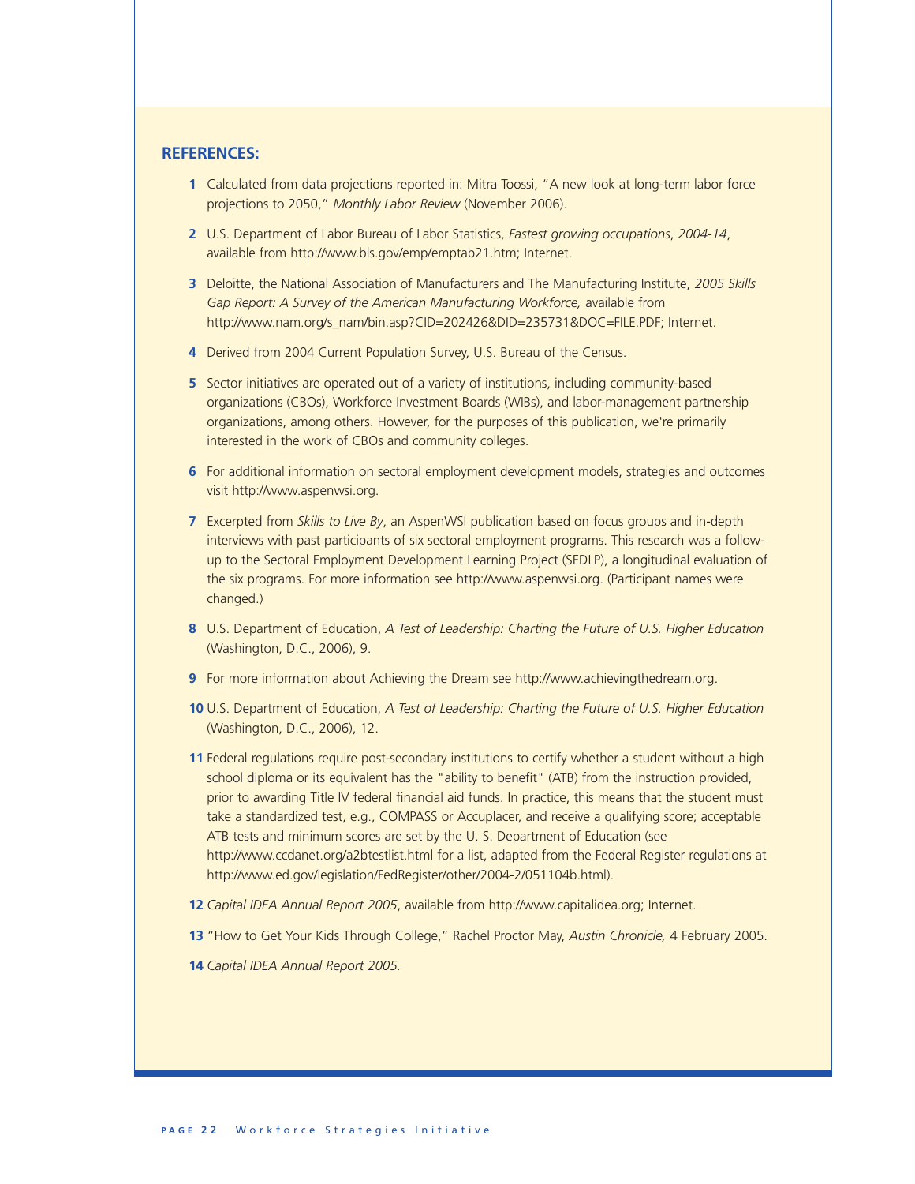## REFERENCES:

1. Calculated from data projections reported in: Mitra Toossi, "A new look at long-term labor force projections to 2050," *Monthly Labor Review* (November 2006).

2. U.S. Department of Labor Bureau of Labor Statistics, *Fastest growing occupations*, *2004-14*, available from http://www.bls.gov/emp/emptab21.htm; Internet.

3. Deloitte, the National Association of Manufacturers and The Manufacturing Institute, *2005 Skills Gap Report: A Survey of the American Manufacturing Workforce,* available from http://www.nam.org/s_nam/bin.asp?CID=202426&DID=235731&DOC=FILE.PDF; Internet.

4. Derived from 2004 Current Population Survey, U.S. Bureau of the Census.

5. Sector initiatives are operated out of a variety of institutions, including community-based organizations (CBOs), Workforce Investment Boards (WIBs), and labor-management partnership organizations, among others. However, for the purposes of this publication, we're primarily interested in the work of CBOs and community colleges.

6. For additional information on sectoral employment development models, strategies and outcomes visit http://www.aspenwsi.org.

7. Excerpted from *Skills to Live By*, an AspenWSI publication based on focus groups and in-depth interviews with past participants of six sectoral employment programs. This research was a follow-up to the Sectoral Employment Development Learning Project (SEDLP), a longitudinal evaluation of the six programs. For more information see http://www.aspenwsi.org. (Participant names were changed.)

8. U.S. Department of Education, *A Test of Leadership: Charting the Future of U.S. Higher Education* (Washington, D.C., 2006), 9.

9. For more information about Achieving the Dream see http://www.achievingthedream.org.

10. U.S. Department of Education, *A Test of Leadership: Charting the Future of U.S. Higher Education* (Washington, D.C., 2006), 12.

11. Federal regulations require post-secondary institutions to certify whether a student without a high school diploma or its equivalent has the "ability to benefit" (ATB) from the instruction provided, prior to awarding Title IV federal financial aid funds. In practice, this means that the student must take a standardized test, e.g., COMPASS or Accuplacer, and receive a qualifying score; acceptable ATB tests and minimum scores are set by the U. S. Department of Education (see http://www.ccdanet.org/a2btestlist.html for a list, adapted from the Federal Register regulations at http://www.ed.gov/legislation/FedRegister/other/2004-2/051104b.html).

12. *Capital IDEA Annual Report 2005*, available from http://www.capitalidea.org; Internet.

13. "How to Get Your Kids Through College," Rachel Proctor May, *Austin Chronicle,* 4 February 2005.

14. *Capital IDEA Annual Report 2005.*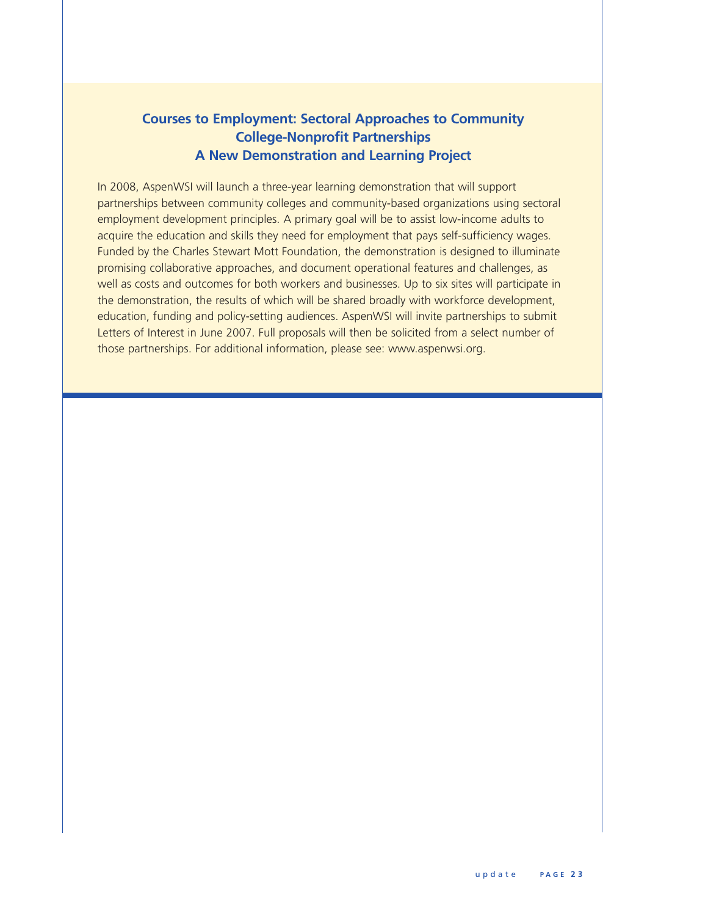## Courses to Employment: Sectoral Approaches to Community College-Nonprofit Partnerships
## A New Demonstration and Learning Project

In 2008, AspenWSI will launch a three-year learning demonstration that will support partnerships between community colleges and community-based organizations using sectoral employment development principles. A primary goal will be to assist low-income adults to acquire the education and skills they need for employment that pays self-sufficiency wages. Funded by the Charles Stewart Mott Foundation, the demonstration is designed to illuminate promising collaborative approaches, and document operational features and challenges, as well as costs and outcomes for both workers and businesses. Up to six sites will participate in the demonstration, the results of which will be shared broadly with workforce development, education, funding and policy-setting audiences. AspenWSI will invite partnerships to submit Letters of Interest in June 2007. Full proposals will then be solicited from a select number of those partnerships. For additional information, please see: www.aspenwsi.org.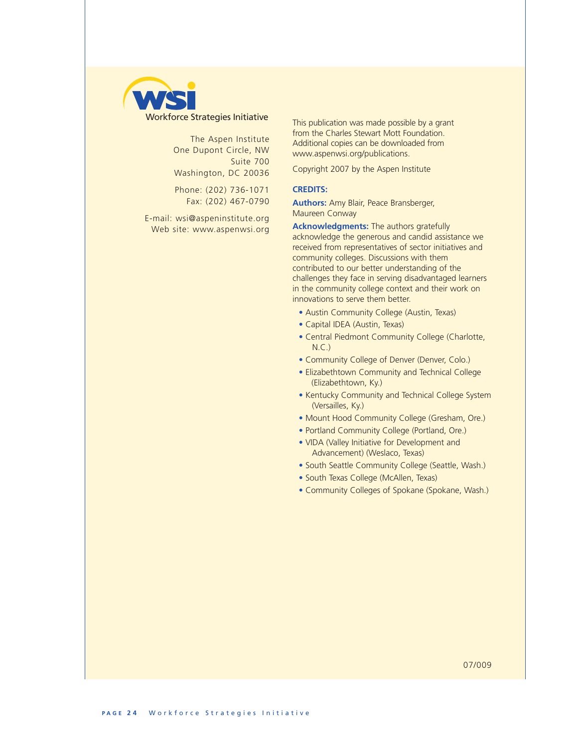Workforce Strategies Initiative

The Aspen Institute
One Dupont Circle, NW
Suite 700
Washington, DC 20036

Phone: (202) 736-1071
Fax: (202) 467-0790

E-mail: wsi@aspeninstitute.org
Web site: www.aspenwsi.org

This publication was made possible by a grant from the Charles Stewart Mott Foundation. Additional copies can be downloaded from www.aspenwsi.org/publications.

Copyright 2007 by the Aspen Institute

**CREDITS:**

**Authors:** Amy Blair, Peace Bransberger, Maureen Conway

**Acknowledgments:** The authors gratefully acknowledge the generous and candid assistance we received from representatives of sector initiatives and community colleges. Discussions with them contributed to our better understanding of the challenges they face in serving disadvantaged learners in the community college context and their work on innovations to serve them better.

- Austin Community College (Austin, Texas)
- Capital IDEA (Austin, Texas)
- Central Piedmont Community College (Charlotte, N.C.)
- Community College of Denver (Denver, Colo.)
- Elizabethtown Community and Technical College (Elizabethtown, Ky.)
- Kentucky Community and Technical College System (Versailles, Ky.)
- Mount Hood Community College (Gresham, Ore.)
- Portland Community College (Portland, Ore.)
- VIDA (Valley Initiative for Development and Advancement) (Weslaco, Texas)
- South Seattle Community College (Seattle, Wash.)
- South Texas College (McAllen, Texas)
- Community Colleges of Spokane (Spokane, Wash.)

07/009